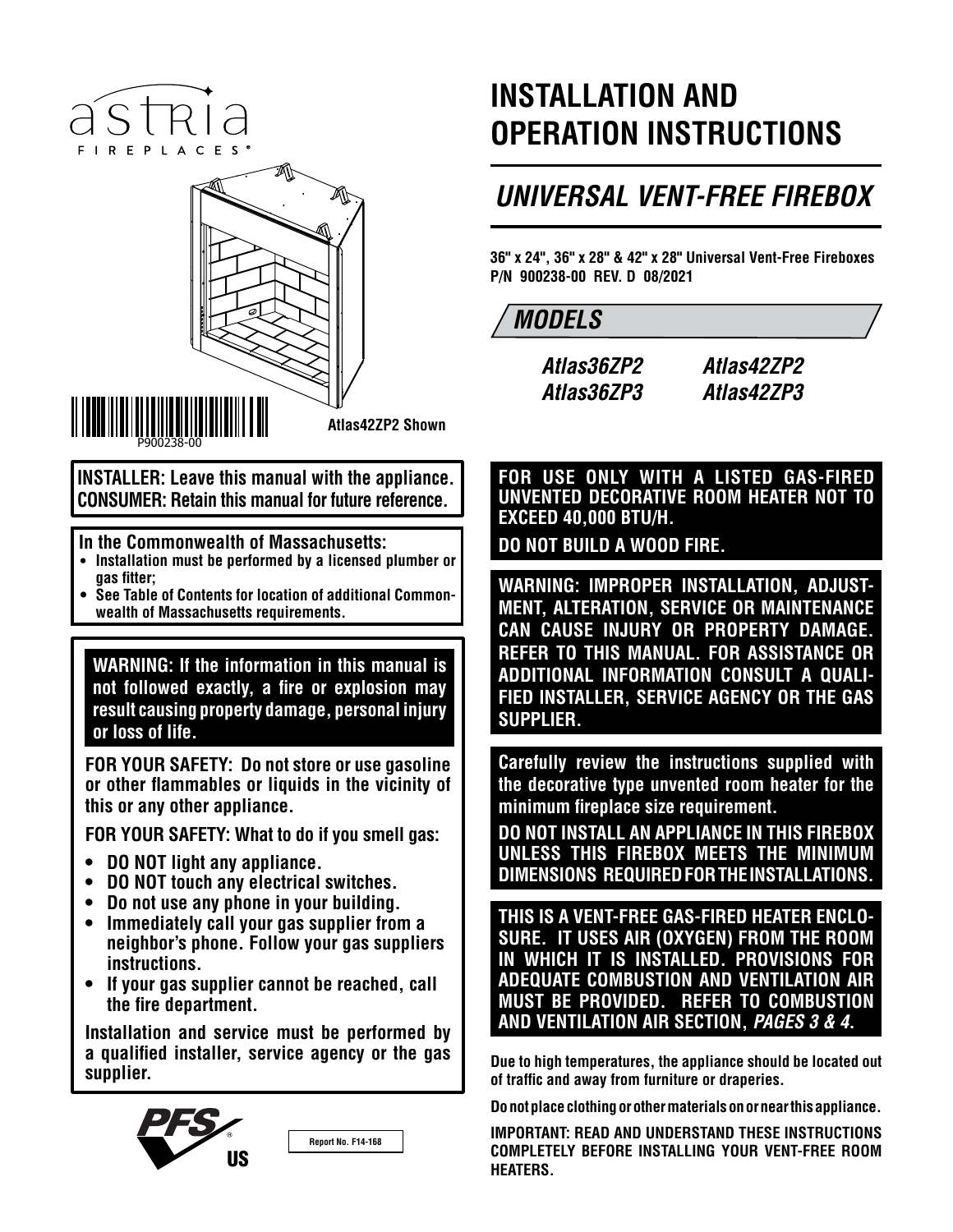astria FIREPLACES®

# INSTALLATION AND OPERATION INSTRUCTIONS

## *UNIVERSAL VENT-FREE FIREBOX*

**36" x 24", 36" x 28" & 42" x 28" Universal Vent-Free Fireboxes**
**P/N 900238-00 REV. D 08/2021**

### *MODELS*

| | |
|---|---|
| *Atlas36ZP2* | *Atlas42ZP2* |
| *Atlas36ZP3* | *Atlas42ZP3* |

P900238-00

**Atlas42ZP2 Shown**

**INSTALLER: Leave this manual with the appliance.**
**CONSUMER: Retain this manual for future reference.**

**In the Commonwealth of Massachusetts:**

- **Installation must be performed by a licensed plumber or gas fitter;**
- **See Table of Contents for location of additional Commonwealth of Massachusetts requirements.**

**WARNING: If the information in this manual is not followed exactly, a fire or explosion may result causing property damage, personal injury or loss of life.**

**FOR YOUR SAFETY: Do not store or use gasoline or other flammables or liquids in the vicinity of this or any other appliance.**

**FOR YOUR SAFETY: What to do if you smell gas:**

- **DO NOT light any appliance.**
- **DO NOT touch any electrical switches.**
- **Do not use any phone in your building.**
- **Immediately call your gas supplier from a neighbor's phone. Follow your gas suppliers instructions.**
- **If your gas supplier cannot be reached, call the fire department.**

**Installation and service must be performed by a qualified installer, service agency or the gas supplier.**

**FOR USE ONLY WITH A LISTED GAS-FIRED UNVENTED DECORATIVE ROOM HEATER NOT TO EXCEED 40,000 BTU/H.**

**DO NOT BUILD A WOOD FIRE.**

**WARNING: IMPROPER INSTALLATION, ADJUSTMENT, ALTERATION, SERVICE OR MAINTENANCE CAN CAUSE INJURY OR PROPERTY DAMAGE. REFER TO THIS MANUAL. FOR ASSISTANCE OR ADDITIONAL INFORMATION CONSULT A QUALIFIED INSTALLER, SERVICE AGENCY OR THE GAS SUPPLIER.**

**Carefully review the instructions supplied with the decorative type unvented room heater for the minimum fireplace size requirement.**

**DO NOT INSTALL AN APPLIANCE IN THIS FIREBOX UNLESS THIS FIREBOX MEETS THE MINIMUM DIMENSIONS REQUIRED FOR THE INSTALLATIONS.**

**THIS IS A VENT-FREE GAS-FIRED HEATER ENCLOSURE. IT USES AIR (OXYGEN) FROM THE ROOM IN WHICH IT IS INSTALLED. PROVISIONS FOR ADEQUATE COMBUSTION AND VENTILATION AIR MUST BE PROVIDED. REFER TO COMBUSTION AND VENTILATION AIR SECTION, *PAGES 3 & 4*.**

**Due to high temperatures, the appliance should be located out of traffic and away from furniture or draperies.**

**Do not place clothing or other materials on or near this appliance.**

**IMPORTANT: READ AND UNDERSTAND THESE INSTRUCTIONS COMPLETELY BEFORE INSTALLING YOUR VENT-FREE ROOM HEATERS.**

PFS® US

Report No. F14-168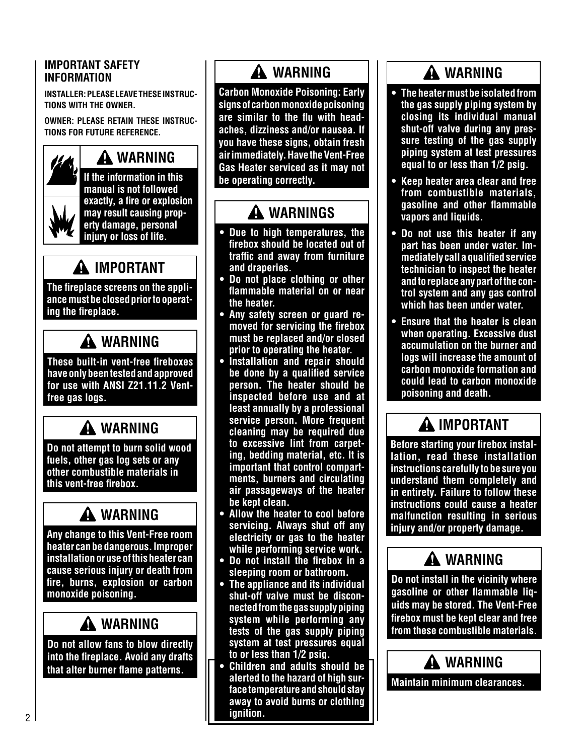## IMPORTANT SAFETY INFORMATION

INSTALLER: PLEASE LEAVE THESE INSTRUCTIONS WITH THE OWNER.

OWNER: PLEASE RETAIN THESE INSTRUCTIONS FOR FUTURE REFERENCE.

### ⚠ WARNING

**If the information in this manual is not followed exactly, a fire or explosion may result causing property damage, personal injury or loss of life.**

### ⚠ IMPORTANT

**The fireplace screens on the appliance must be closed prior to operating the fireplace.**

### ⚠ WARNING

**These built-in vent-free fireboxes have only been tested and approved for use with ANSI Z21.11.2 Vent-free gas logs.**

### ⚠ WARNING

**Do not attempt to burn solid wood fuels, other gas log sets or any other combustible materials in this vent-free firebox.**

### ⚠ WARNING

**Any change to this Vent-Free room heater can be dangerous. Improper installation or use of this heater can cause serious injury or death from fire, burns, explosion or carbon monoxide poisoning.**

### ⚠ WARNING

**Do not allow fans to blow directly into the fireplace. Avoid any drafts that alter burner flame patterns.**

### ⚠ WARNING

**Carbon Monoxide Poisoning: Early signs of carbon monoxide poisoning are similar to the flu with headaches, dizziness and/or nausea. If you have these signs, obtain fresh air immediately. Have the Vent-Free Gas Heater serviced as it may not be operating correctly.**

### ⚠ WARNINGS

- **Due to high temperatures, the firebox should be located out of traffic and away from furniture and draperies.**
- **Do not place clothing or other flammable material on or near the heater.**
- **Any safety screen or guard removed for servicing the firebox must be replaced and/or closed prior to operating the heater.**
- **Installation and repair should be done by a qualified service person. The heater should be inspected before use and at least annually by a professional service person. More frequent cleaning may be required due to excessive lint from carpeting, bedding material, etc. It is important that control compartments, burners and circulating air passageways of the heater be kept clean.**
- **Allow the heater to cool before servicing. Always shut off any electricity or gas to the heater while performing service work.**
- **Do not install the firebox in a sleeping room or bathroom.**
- **The appliance and its individual shut-off valve must be disconnected from the gas supply piping system while performing any tests of the gas supply piping system at test pressures equal to or less than 1/2 psig.**
- **Children and adults should be alerted to the hazard of high surface temperature and should stay away to avoid burns or clothing ignition.**

### ⚠ WARNING

- **The heater must be isolated from the gas supply piping system by closing its individual manual shut-off valve during any pressure testing of the gas supply piping system at test pressures equal to or less than 1/2 psig.**
- **Keep heater area clear and free from combustible materials, gasoline and other flammable vapors and liquids.**
- **Do not use this heater if any part has been under water. Immediately call a qualified service technician to inspect the heater and to replace any part of the control system and any gas control which has been under water.**
- **Ensure that the heater is clean when operating. Excessive dust accumulation on the burner and logs will increase the amount of carbon monoxide formation and could lead to carbon monoxide poisoning and death.**

### ⚠ IMPORTANT

**Before starting your firebox installation, read these installation instructions carefully to be sure you understand them completely and in entirety. Failure to follow these instructions could cause a heater malfunction resulting in serious injury and/or property damage.**

### ⚠ WARNING

**Do not install in the vicinity where gasoline or other flammable liquids may be stored. The Vent-Free firebox must be kept clear and free from these combustible materials.**

### ⚠ WARNING

**Maintain minimum clearances.**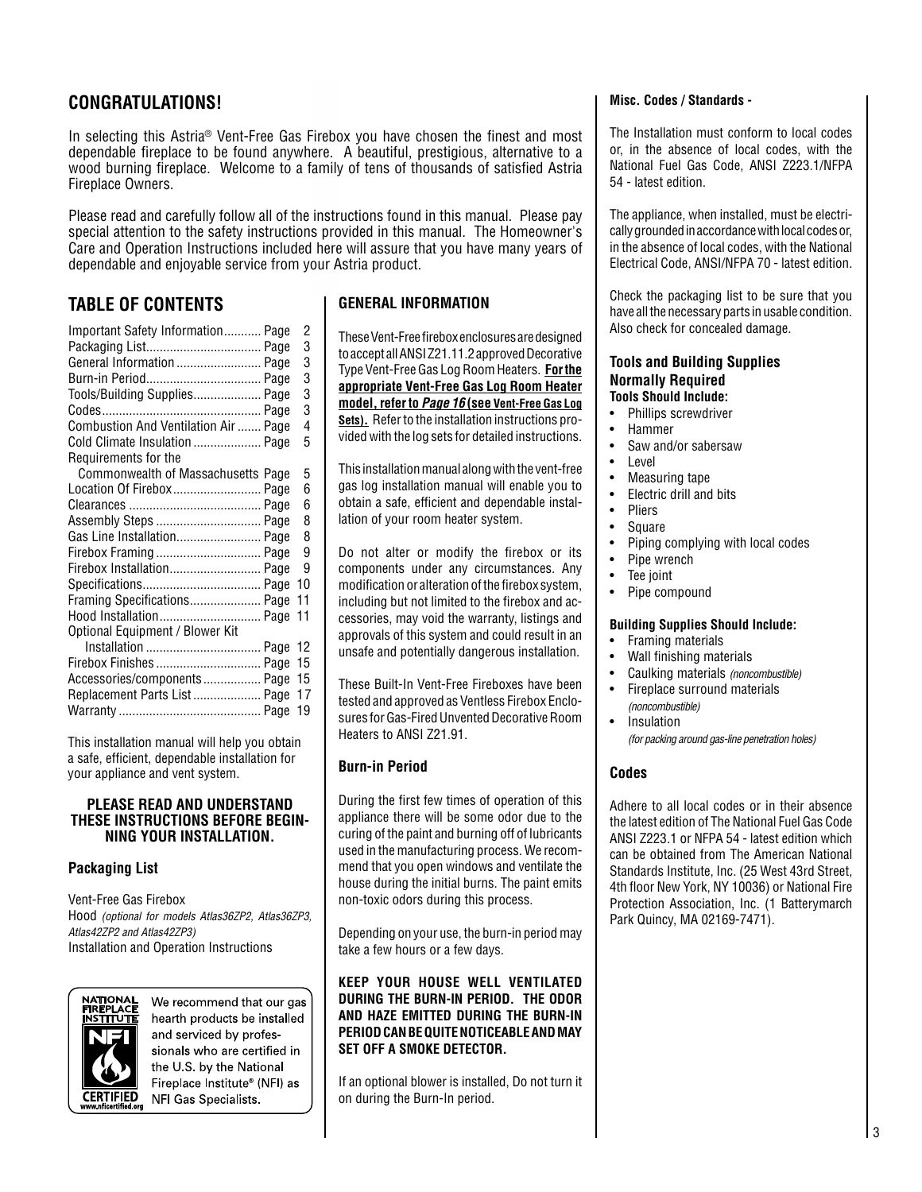## CONGRATULATIONS!

In selecting this Astria® Vent-Free Gas Firebox you have chosen the finest and most dependable fireplace to be found anywhere. A beautiful, prestigious, alternative to a wood burning fireplace. Welcome to a family of tens of thousands of satisfied Astria Fireplace Owners.

Please read and carefully follow all of the instructions found in this manual. Please pay special attention to the safety instructions provided in this manual. The Homeowner's Care and Operation Instructions included here will assure that you have many years of dependable and enjoyable service from your Astria product.

## TABLE OF CONTENTS

| | |
|---|---|
| Important Safety Information | Page 2 |
| Packaging List | Page 3 |
| General Information | Page 3 |
| Burn-in Period | Page 3 |
| Tools/Building Supplies | Page 3 |
| Codes | Page 3 |
| Combustion And Ventilation Air | Page 4 |
| Cold Climate Insulation | Page 5 |
| Requirements for the Commonwealth of Massachusetts | Page 5 |
| Location Of Firebox | Page 6 |
| Clearances | Page 6 |
| Assembly Steps | Page 8 |
| Gas Line Installation | Page 8 |
| Firebox Framing | Page 9 |
| Firebox Installation | Page 9 |
| Specifications | Page 10 |
| Framing Specifications | Page 11 |
| Hood Installation | Page 11 |
| Optional Equipment / Blower Kit Installation | Page 12 |
| Firebox Finishes | Page 15 |
| Accessories/components | Page 15 |
| Replacement Parts List | Page 17 |
| Warranty | Page 19 |

This installation manual will help you obtain a safe, efficient, dependable installation for your appliance and vent system.

**PLEASE READ AND UNDERSTAND THESE INSTRUCTIONS BEFORE BEGINNING YOUR INSTALLATION.**

### Packaging List

Vent-Free Gas Firebox
Hood *(optional for models Atlas36ZP2, Atlas36ZP3, Atlas42ZP2 and Atlas42ZP3)*
Installation and Operation Instructions

NATIONAL FIREPLACE INSTITUTE NFI CERTIFIED www.nficertified.org

We recommend that our gas hearth products be installed and serviced by professionals who are certified in the U.S. by the National Fireplace Institute® (NFI) as NFI Gas Specialists.

## GENERAL INFORMATION

These Vent-Free firebox enclosures are designed to accept all ANSI Z21.11.2 approved Decorative Type Vent-Free Gas Log Room Heaters. **For the appropriate Vent-Free Gas Log Room Heater model, refer to *Page 16* (see Vent-Free Gas Log Sets).** Refer to the installation instructions provided with the log sets for detailed instructions.

This installation manual along with the vent-free gas log installation manual will enable you to obtain a safe, efficient and dependable installation of your room heater system.

Do not alter or modify the firebox or its components under any circumstances. Any modification or alteration of the firebox system, including but not limited to the firebox and accessories, may void the warranty, listings and approvals of this system and could result in an unsafe and potentially dangerous installation.

These Built-In Vent-Free Fireboxes have been tested and approved as Ventless Firebox Enclosures for Gas-Fired Unvented Decorative Room Heaters to ANSI Z21.91.

### Burn-in Period

During the first few times of operation of this appliance there will be some odor due to the curing of the paint and burning off of lubricants used in the manufacturing process. We recommend that you open windows and ventilate the house during the initial burns. The paint emits non-toxic odors during this process.

Depending on your use, the burn-in period may take a few hours or a few days.

**KEEP YOUR HOUSE WELL VENTILATED DURING THE BURN-IN PERIOD. THE ODOR AND HAZE EMITTED DURING THE BURN-IN PERIOD CAN BE QUITE NOTICEABLE AND MAY SET OFF A SMOKE DETECTOR.**

If an optional blower is installed, Do not turn it on during the Burn-In period.

**Misc. Codes / Standards -**

The Installation must conform to local codes or, in the absence of local codes, with the National Fuel Gas Code, ANSI Z223.1/NFPA 54 - latest edition.

The appliance, when installed, must be electrically grounded in accordance with local codes or, in the absence of local codes, with the National Electrical Code, ANSI/NFPA 70 - latest edition.

Check the packaging list to be sure that you have all the necessary parts in usable condition. Also check for concealed damage.

### Tools and Building Supplies Normally Required

**Tools Should Include:**

- Phillips screwdriver
- Hammer
- Saw and/or sabersaw
- Level
- Measuring tape
- Electric drill and bits
- Pliers
- Square
- Piping complying with local codes
- Pipe wrench
- Tee joint
- Pipe compound

**Building Supplies Should Include:**

- Framing materials
- Wall finishing materials
- Caulking materials *(noncombustible)*
- Fireplace surround materials *(noncombustible)*
- Insulation *(for packing around gas-line penetration holes)*

### Codes

Adhere to all local codes or in their absence the latest edition of The National Fuel Gas Code ANSI Z223.1 or NFPA 54 - latest edition which can be obtained from The American National Standards Institute, Inc. (25 West 43rd Street, 4th floor New York, NY 10036) or National Fire Protection Association, Inc. (1 Batterymarch Park Quincy, MA 02169-7471).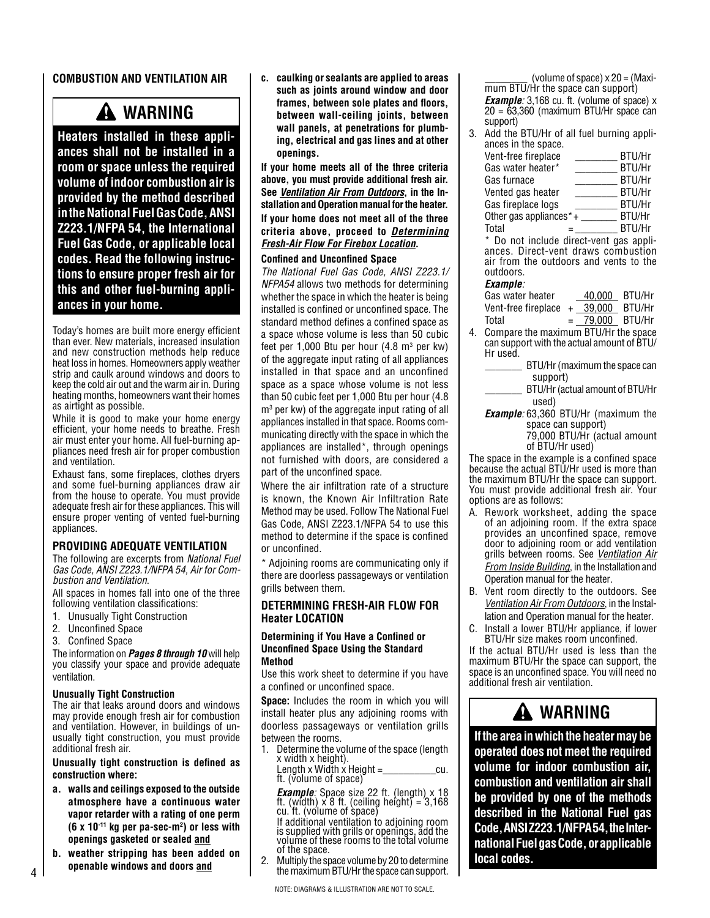## COMBUSTION AND VENTILATION AIR

> **⚠ WARNING**
>
> **Heaters installed in these appliances shall not be installed in a room or space unless the required volume of indoor combustion air is provided by the method described in the National Fuel Gas Code, ANSI Z223.1/NFPA 54, the International Fuel Gas Code, or applicable local codes. Read the following instructions to ensure proper fresh air for this and other fuel-burning appliances in your home.**

Today's homes are built more energy efficient than ever. New materials, increased insulation and new construction methods help reduce heat loss in homes. Homeowners apply weather strip and caulk around windows and doors to keep the cold air out and the warm air in. During heating months, homeowners want their homes as airtight as possible.

While it is good to make your home energy efficient, your home needs to breathe. Fresh air must enter your home. All fuel-burning appliances need fresh air for proper combustion and ventilation.

Exhaust fans, some fireplaces, clothes dryers and some fuel-burning appliances draw air from the house to operate. You must provide adequate fresh air for these appliances. This will ensure proper venting of vented fuel-burning appliances.

## PROVIDING ADEQUATE VENTILATION

The following are excerpts from *National Fuel Gas Code, ANSI Z223.1/NFPA 54, Air for Combustion and Ventilation*.

All spaces in homes fall into one of the three following ventilation classifications:

1. Unusually Tight Construction
2. Unconfined Space
3. Confined Space

The information on ***Pages 8 through 10*** will help you classify your space and provide adequate ventilation.

### Unusually Tight Construction

The air that leaks around doors and windows may provide enough fresh air for combustion and ventilation. However, in buildings of unusually tight construction, you must provide additional fresh air.

**Unusually tight construction is defined as construction where:**

- **a. walls and ceilings exposed to the outside atmosphere have a continuous water vapor retarder with a rating of one perm ($6 \times 10^{-11}$ kg per pa-sec-m$^2$) or less with openings gasketed or sealed <u>and</u>**
- **b. weather stripping has been added on openable windows and doors <u>and</u>**
- **c. caulking or sealants are applied to areas such as joints around window and door frames, between sole plates and floors, between wall-ceiling joints, between wall panels, at penetrations for plumbing, electrical and gas lines and at other openings.**

**If your home meets all of the three criteria above, you must provide additional fresh air. See *<u>Ventilation Air From Outdoors</u>*, in the Installation and Operation manual for the heater.**

**If your home does not meet all of the three criteria above, proceed to *<u>Determining Fresh-Air Flow For Firebox Location</u>*.**

### Confined and Unconfined Space

*The National Fuel Gas Code, ANSI Z223.1/NFPA54* allows two methods for determining whether the space in which the heater is being installed is confined or unconfined space. The standard method defines a confined space as a space whose volume is less than 50 cubic feet per 1,000 Btu per hour (4.8 m$^3$ per kw) of the aggregate input rating of all appliances installed in that space and an unconfined space as a space whose volume is not less than 50 cubic feet per 1,000 Btu per hour (4.8 m$^3$ per kw) of the aggregate input rating of all appliances installed in that space. Rooms communicating directly with the space in which the appliances are installed*, through openings not furnished with doors, are considered a part of the unconfined space.

Where the air infiltration rate of a structure is known, the Known Air Infiltration Rate Method may be used. Follow The National Fuel Gas Code, ANSI Z223.1/NFPA 54 to use this method to determine if the space is confined or unconfined.

\* Adjoining rooms are communicating only if there are doorless passageways or ventilation grills between them.

## DETERMINING FRESH-AIR FLOW FOR Heater LOCATION

### Determining if You Have a Confined or Unconfined Space Using the Standard Method

Use this work sheet to determine if you have a confined or unconfined space.

**Space:** Includes the room in which you will install heater plus any adjoining rooms with doorless passageways or ventilation grills between the rooms.

1. Determine the volume of the space (length x width x height).

   Length x Width x Height =__________cu. ft. (volume of space)

   ***Example**:* Space size 22 ft. (length) x 18 ft. (width) x 8 ft. (ceiling height) = 3,168 cu. ft. (volume of space)

   If additional ventilation to adjoining room is supplied with grills or openings, add the volume of these rooms to the total volume of the space.

2. Multiply the space volume by 20 to determine the maximum BTU/Hr the space can support.

   ________ (volume of space) x 20 = (Maximum BTU/Hr the space can support)

   ***Example**:* 3,168 cu. ft. (volume of space) x 20 = 63,360 (maximum BTU/Hr space can support)

3. Add the BTU/Hr of all fuel burning appliances in the space.

   | | | |
   |---|---|---|
   | Vent-free fireplace | ________ | BTU/Hr |
   | Gas water heater* | ________ | BTU/Hr |
   | Gas furnace | ________ | BTU/Hr |
   | Vented gas heater | ________ | BTU/Hr |
   | Gas fireplace logs | ________ | BTU/Hr |
   | Other gas appliances* + | ________ | BTU/Hr |
   | Total = | ________ | BTU/Hr |

   \* Do not include direct-vent gas appliances. Direct-vent draws combustion air from the outdoors and vents to the outdoors.

   ***Example**:*

   | | | |
   |---|---|---|
   | Gas water heater | 40,000 | BTU/Hr |
   | Vent-free fireplace + | 39,000 | BTU/Hr |
   | Total = | 79,000 | BTU/Hr |

4. Compare the maximum BTU/Hr the space can support with the actual amount of BTU/Hr used.

   _______ BTU/Hr (maximum the space can support)

   _______ BTU/Hr (actual amount of BTU/Hr used)

   ***Example**:* 63,360 BTU/Hr (maximum the space can support)
   79,000 BTU/Hr (actual amount of BTU/Hr used)

The space in the example is a confined space because the actual BTU/Hr used is more than the maximum BTU/Hr the space can support. You must provide additional fresh air. Your options are as follows:

- A. Rework worksheet, adding the space of an adjoining room. If the extra space provides an unconfined space, remove door to adjoining room or add ventilation grills between rooms. See *<u>Ventilation Air From Inside Building</u>*, in the Installation and Operation manual for the heater.
- B. Vent room directly to the outdoors. See *<u>Ventilation Air From Outdoors</u>*, in the Installation and Operation manual for the heater.
- C. Install a lower BTU/Hr appliance, if lower BTU/Hr size makes room unconfined.

If the actual BTU/Hr used is less than the maximum BTU/Hr the space can support, the space is an unconfined space. You will need no additional fresh air ventilation.

> **⚠ WARNING**
>
> **If the area in which the heater may be operated does not meet the required volume for indoor combustion air, combustion and ventilation air shall be provided by one of the methods described in the National Fuel gas Code, ANSI Z223.1/NFPA 54, the International Fuel gas Code, or applicable local codes.**

NOTE: DIAGRAMS & ILLUSTRATION ARE NOT TO SCALE.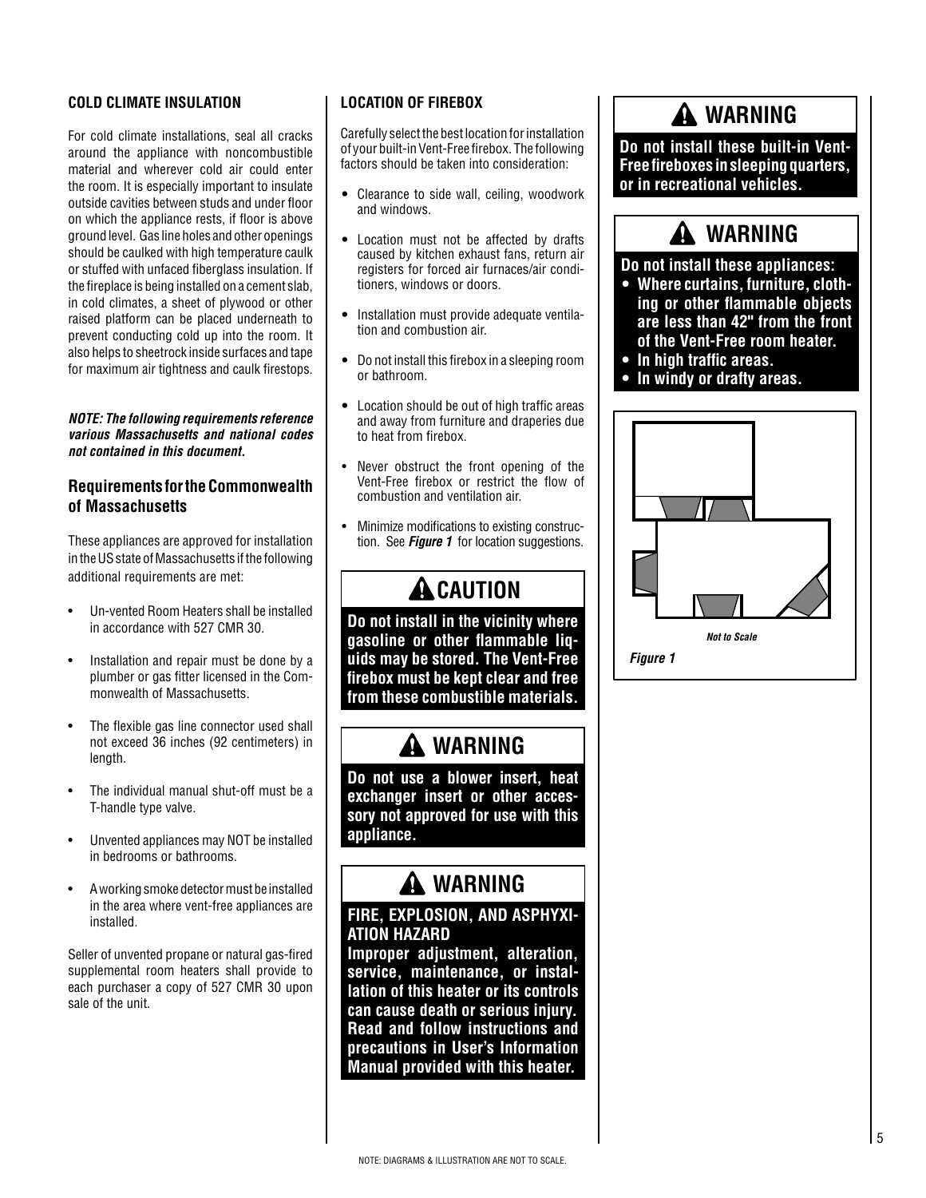### COLD CLIMATE INSULATION

For cold climate installations, seal all cracks around the appliance with noncombustible material and wherever cold air could enter the room. It is especially important to insulate outside cavities between studs and under floor on which the appliance rests, if floor is above ground level. Gas line holes and other openings should be caulked with high temperature caulk or stuffed with unfaced fiberglass insulation. If the fireplace is being installed on a cement slab, in cold climates, a sheet of plywood or other raised platform can be placed underneath to prevent conducting cold up into the room. It also helps to sheetrock inside surfaces and tape for maximum air tightness and caulk firestops.

***NOTE: The following requirements reference various Massachusetts and national codes not contained in this document.***

### Requirements for the Commonwealth of Massachusetts

These appliances are approved for installation in the US state of Massachusetts if the following additional requirements are met:

- Un-vented Room Heaters shall be installed in accordance with 527 CMR 30.
- Installation and repair must be done by a plumber or gas fitter licensed in the Commonwealth of Massachusetts.
- The flexible gas line connector used shall not exceed 36 inches (92 centimeters) in length.
- The individual manual shut-off must be a T-handle type valve.
- Unvented appliances may NOT be installed in bedrooms or bathrooms.
- A working smoke detector must be installed in the area where vent-free appliances are installed.

Seller of unvented propane or natural gas-fired supplemental room heaters shall provide to each purchaser a copy of 527 CMR 30 upon sale of the unit.

### LOCATION OF FIREBOX

Carefully select the best location for installation of your built-in Vent-Free firebox. The following factors should be taken into consideration:

- Clearance to side wall, ceiling, woodwork and windows.
- Location must not be affected by drafts caused by kitchen exhaust fans, return air registers for forced air furnaces/air conditioners, windows or doors.
- Installation must provide adequate ventilation and combustion air.
- Do not install this firebox in a sleeping room or bathroom.
- Location should be out of high traffic areas and away from furniture and draperies due to heat from firebox.
- Never obstruct the front opening of the Vent-Free firebox or restrict the flow of combustion and ventilation air.
- Minimize modifications to existing construction. See ***Figure 1*** for location suggestions.

**CAUTION**

**Do not install in the vicinity where gasoline or other flammable liquids may be stored. The Vent-Free firebox must be kept clear and free from these combustible materials.**

**WARNING**

**Do not use a blower insert, heat exchanger insert or other accessory not approved for use with this appliance.**

**WARNING**

**FIRE, EXPLOSION, AND ASPHYXIATION HAZARD**
**Improper adjustment, alteration, service, maintenance, or installation of this heater or its controls can cause death or serious injury. Read and follow instructions and precautions in User's Information Manual provided with this heater.**

**WARNING**

**Do not install these built-in Vent-Free fireboxes in sleeping quarters, or in recreational vehicles.**

**WARNING**

**Do not install these appliances:**

- **Where curtains, furniture, clothing or other flammable objects are less than 42" from the front of the Vent-Free room heater.**
- **In high traffic areas.**
- **In windy or drafty areas.**

***Not to Scale***

***Figure 1***

NOTE: DIAGRAMS & ILLUSTRATION ARE NOT TO SCALE.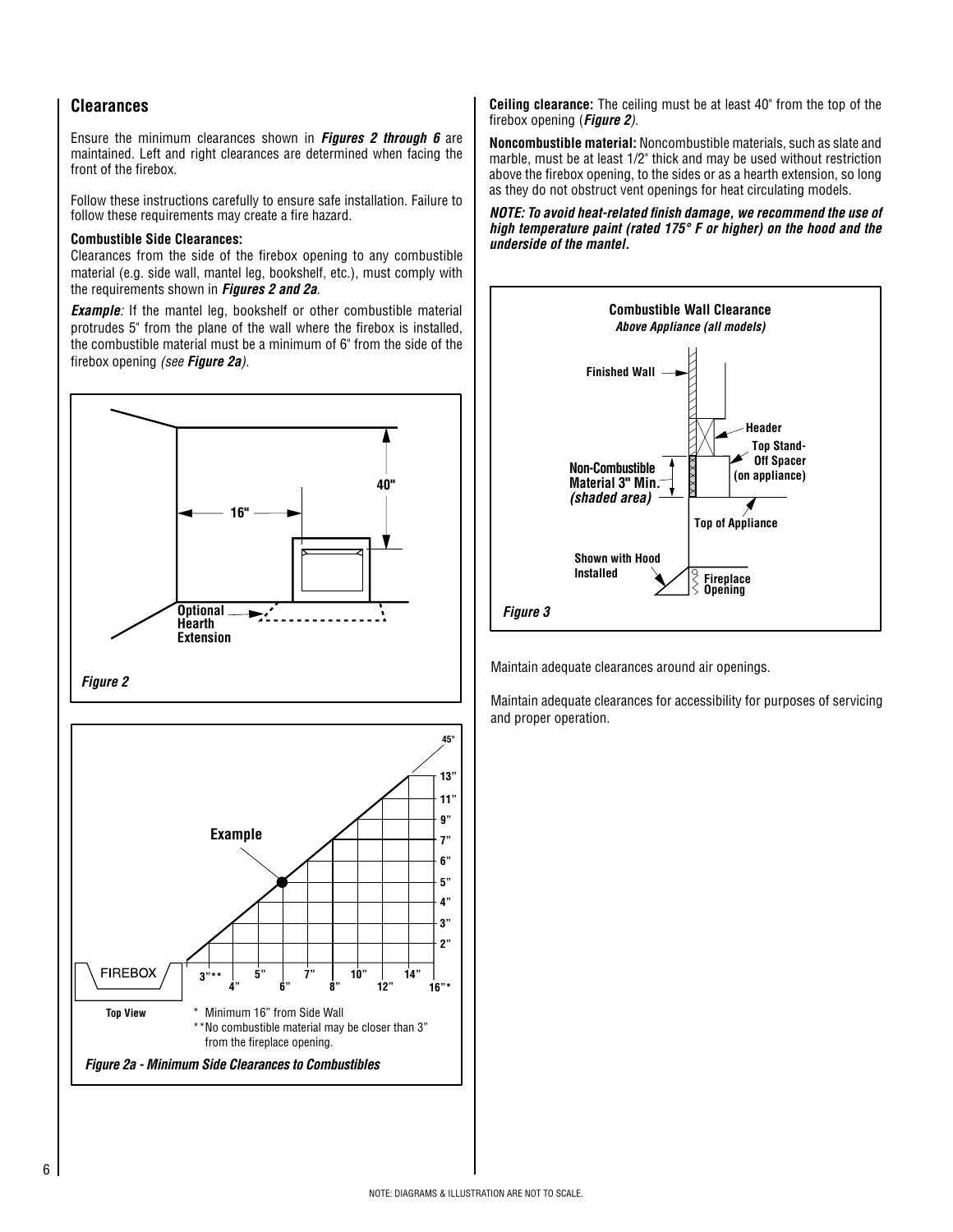## Clearances

Ensure the minimum clearances shown in ***Figures 2 through 6*** are maintained. Left and right clearances are determined when facing the front of the firebox.

Follow these instructions carefully to ensure safe installation. Failure to follow these requirements may create a fire hazard.

**Combustible Side Clearances:**

Clearances from the side of the firebox opening to any combustible material (e.g. side wall, mantel leg, bookshelf, etc.), must comply with the requirements shown in ***Figures 2 and 2a***.

***Example**:* If the mantel leg, bookshelf or other combustible material protrudes 5" from the plane of the wall where the firebox is installed, the combustible material must be a minimum of 6" from the side of the firebox opening *(see **Figure 2a**)*.

16"

40"

Optional Hearth Extension

*Figure 2*

45°

13"
11"
9"
7"
6"
5"
4"
3"
2"

Example

FIREBOX

3"** 4" 5" 6" 7" 8" 10" 12" 14" 16"*

Top View

\* Minimum 16" from Side Wall

\*\*No combustible material may be closer than 3" from the fireplace opening.

***Figure 2a - Minimum Side Clearances to Combustibles***

**Ceiling clearance:** The ceiling must be at least 40" from the top of the firebox opening (***Figure 2***).

**Noncombustible material:** Noncombustible materials, such as slate and marble, must be at least 1/2" thick and may be used without restriction above the firebox opening, to the sides or as a hearth extension, so long as they do not obstruct vent openings for heat circulating models.

***NOTE: To avoid heat-related finish damage, we recommend the use of high temperature paint (rated 175° F or higher) on the hood and the underside of the mantel.***

**Combustible Wall Clearance**
***Above Appliance (all models)***

Finished Wall

Header

Top Stand-Off Spacer (on appliance)

Non-Combustible Material 3" Min. *(shaded area)*

Top of Appliance

Shown with Hood Installed

Fireplace Opening

*Figure 3*

Maintain adequate clearances around air openings.

Maintain adequate clearances for accessibility for purposes of servicing and proper operation.

NOTE: DIAGRAMS & ILLUSTRATION ARE NOT TO SCALE.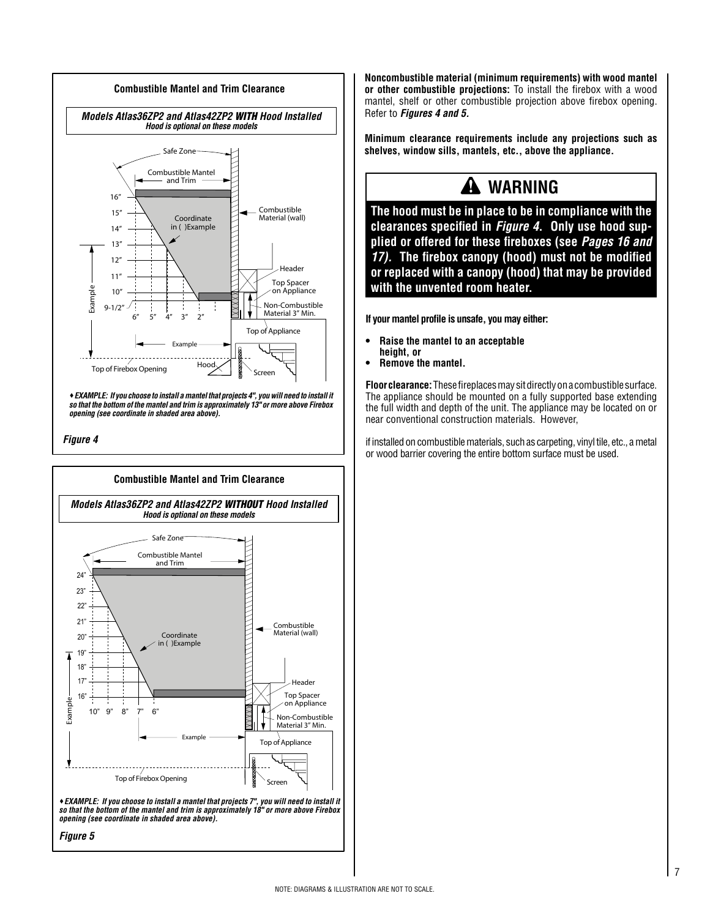### Combustible Mantel and Trim Clearance

***Models Atlas36ZP2 and Atlas42ZP2 WITH Hood Installed***
***Hood is optional on these models***

Safe Zone

Combustible Mantel and Trim

16” 15” 14” 13” 12” 11” 10” 9-1/2”

6” 5” 4” 3” 2”

Coordinate in ( )Example

Combustible Material (wall)

Header

Top Spacer on Appliance

Non-Combustible Material 3” Min.

Top of Appliance

Example

Top of Firebox Opening

Hood

Screen

***♦EXAMPLE: If you choose to install a mantel that projects 4", you will need to install it so that the bottom of the mantel and trim is approximately 13" or more above Firebox opening (see coordinate in shaded area above).***

***Figure 4***

### Combustible Mantel and Trim Clearance

***Models Atlas36ZP2 and Atlas42ZP2 WITHOUT Hood Installed***
***Hood is optional on these models***

Safe Zone

Combustible Mantel and Trim

24” 23” 22” 21” 20” 19” 18” 17” 16”

10” 9” 8” 7” 6”

Coordinate in ( )Example

Combustible Material (wall)

Header

Top Spacer on Appliance

Non-Combustible Material 3” Min.

Top of Appliance

Example

Top of Firebox Opening

Screen

***♦EXAMPLE: If you choose to install a mantel that projects 7", you will need to install it so that the bottom of the mantel and trim is approximately 18" or more above Firebox opening (see coordinate in shaded area above).***

***Figure 5***

**Noncombustible material (minimum requirements) with wood mantel or other combustible projections:** To install the firebox with a wood mantel, shelf or other combustible projection above firebox opening. Refer to ***Figures 4 and 5.***

**Minimum clearance requirements include any projections such as shelves, window sills, mantels, etc., above the appliance.**

## ⚠ WARNING

**The hood must be in place to be in compliance with the clearances specified in *Figure 4*. Only use hood supplied or offered for these fireboxes (see *Pages 16 and 17).* The firebox canopy (hood) must not be modified or replaced with a canopy (hood) that may be provided with the unvented room heater.**

**If your mantel profile is unsafe, you may either:**

- **Raise the mantel to an acceptable height, or**
- **Remove the mantel.**

**Floor clearance:** These fireplaces may sit directly on a combustible surface. The appliance should be mounted on a fully supported base extending the full width and depth of the unit. The appliance may be located on or near conventional construction materials. However,

if installed on combustible materials, such as carpeting, vinyl tile, etc., a metal or wood barrier covering the entire bottom surface must be used.

NOTE: DIAGRAMS & ILLUSTRATION ARE NOT TO SCALE.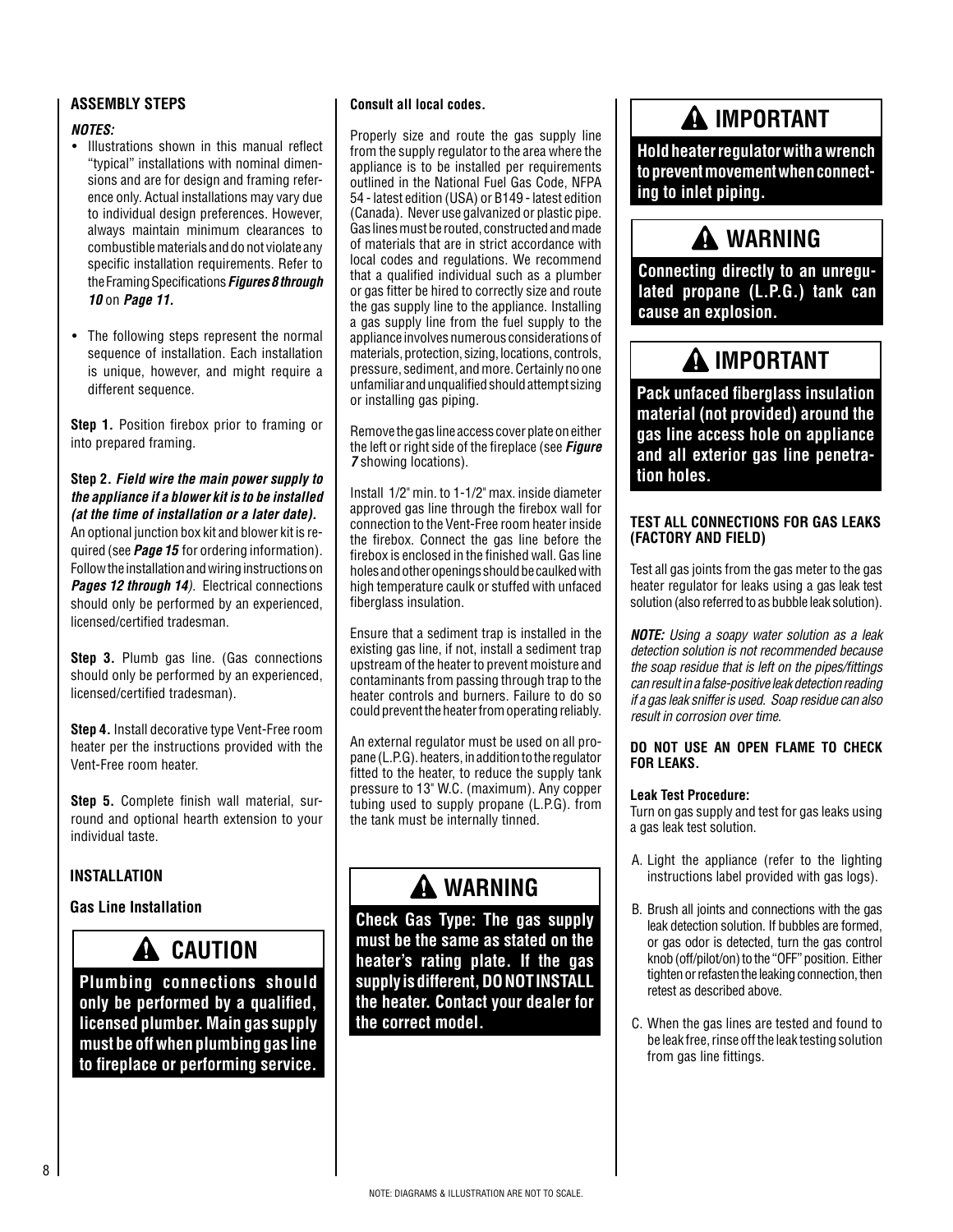### ASSEMBLY STEPS

***NOTES:***

- Illustrations shown in this manual reflect "typical" installations with nominal dimensions and are for design and framing reference only. Actual installations may vary due to individual design preferences. However, always maintain minimum clearances to combustible materials and do not violate any specific installation requirements. Refer to the Framing Specifications ***Figures 8 through 10*** on ***Page 11.***

- The following steps represent the normal sequence of installation. Each installation is unique, however, and might require a different sequence.

**Step 1.** Position firebox prior to framing or into prepared framing.

**Step 2.** ***Field wire the main power supply to the appliance if a blower kit is to be installed (at the time of installation or a later date).*** An optional junction box kit and blower kit is required (see ***Page 15*** for ordering information). Follow the installation and wiring instructions on ***Pages 12 through 14***). Electrical connections should only be performed by an experienced, licensed/certified tradesman.

**Step 3.** Plumb gas line. (Gas connections should only be performed by an experienced, licensed/certified tradesman).

**Step 4.** Install decorative type Vent-Free room heater per the instructions provided with the Vent-Free room heater.

**Step 5.** Complete finish wall material, surround and optional hearth extension to your individual taste.

### INSTALLATION

#### Gas Line Installation

> **⚠ CAUTION**
>
> **Plumbing connections should only be performed by a qualified, licensed plumber. Main gas supply must be off when plumbing gas line to fireplace or performing service.**

**Consult all local codes.**

Properly size and route the gas supply line from the supply regulator to the area where the appliance is to be installed per requirements outlined in the National Fuel Gas Code, NFPA 54 - latest edition (USA) or B149 - latest edition (Canada). Never use galvanized or plastic pipe. Gas lines must be routed, constructed and made of materials that are in strict accordance with local codes and regulations. We recommend that a qualified individual such as a plumber or gas fitter be hired to correctly size and route the gas supply line to the appliance. Installing a gas supply line from the fuel supply to the appliance involves numerous considerations of materials, protection, sizing, locations, controls, pressure, sediment, and more. Certainly no one unfamiliar and unqualified should attempt sizing or installing gas piping.

Remove the gas line access cover plate on either the left or right side of the fireplace (see ***Figure 7*** showing locations).

Install 1/2" min. to 1-1/2" max. inside diameter approved gas line through the firebox wall for connection to the Vent-Free room heater inside the firebox. Connect the gas line before the firebox is enclosed in the finished wall. Gas line holes and other openings should be caulked with high temperature caulk or stuffed with unfaced fiberglass insulation.

Ensure that a sediment trap is installed in the existing gas line, if not, install a sediment trap upstream of the heater to prevent moisture and contaminants from passing through trap to the heater controls and burners. Failure to do so could prevent the heater from operating reliably.

An external regulator must be used on all propane (L.P.G). heaters, in addition to the regulator fitted to the heater, to reduce the supply tank pressure to 13" W.C. (maximum). Any copper tubing used to supply propane (L.P.G) from the tank must be internally tinned.

> **⚠ WARNING**
>
> **Check Gas Type: The gas supply must be the same as stated on the heater's rating plate. If the gas supply is different, DO NOT INSTALL the heater. Contact your dealer for the correct model.**

> **⚠ IMPORTANT**
>
> **Hold heater regulator with a wrench to prevent movement when connecting to inlet piping.**

> **⚠ WARNING**
>
> **Connecting directly to an unregulated propane (L.P.G.) tank can cause an explosion.**

> **⚠ IMPORTANT**
>
> **Pack unfaced fiberglass insulation material (not provided) around the gas line access hole on appliance and all exterior gas line penetration holes.**

### TEST ALL CONNECTIONS FOR GAS LEAKS (FACTORY AND FIELD)

Test all gas joints from the gas meter to the gas heater regulator for leaks using a gas leak test solution (also referred to as bubble leak solution).

***NOTE:*** *Using a soapy water solution as a leak detection solution is not recommended because the soap residue that is left on the pipes/fittings can result in a false-positive leak detection reading if a gas leak sniffer is used. Soap residue can also result in corrosion over time.*

**DO NOT USE AN OPEN FLAME TO CHECK FOR LEAKS.**

**Leak Test Procedure:**
Turn on gas supply and test for gas leaks using a gas leak test solution.

A. Light the appliance (refer to the lighting instructions label provided with gas logs).

B. Brush all joints and connections with the gas leak detection solution. If bubbles are formed, or gas odor is detected, turn the gas control knob (off/pilot/on) to the "OFF" position. Either tighten or refasten the leaking connection, then retest as described above.

C. When the gas lines are tested and found to be leak free, rinse off the leak testing solution from gas line fittings.

NOTE: DIAGRAMS & ILLUSTRATION ARE NOT TO SCALE.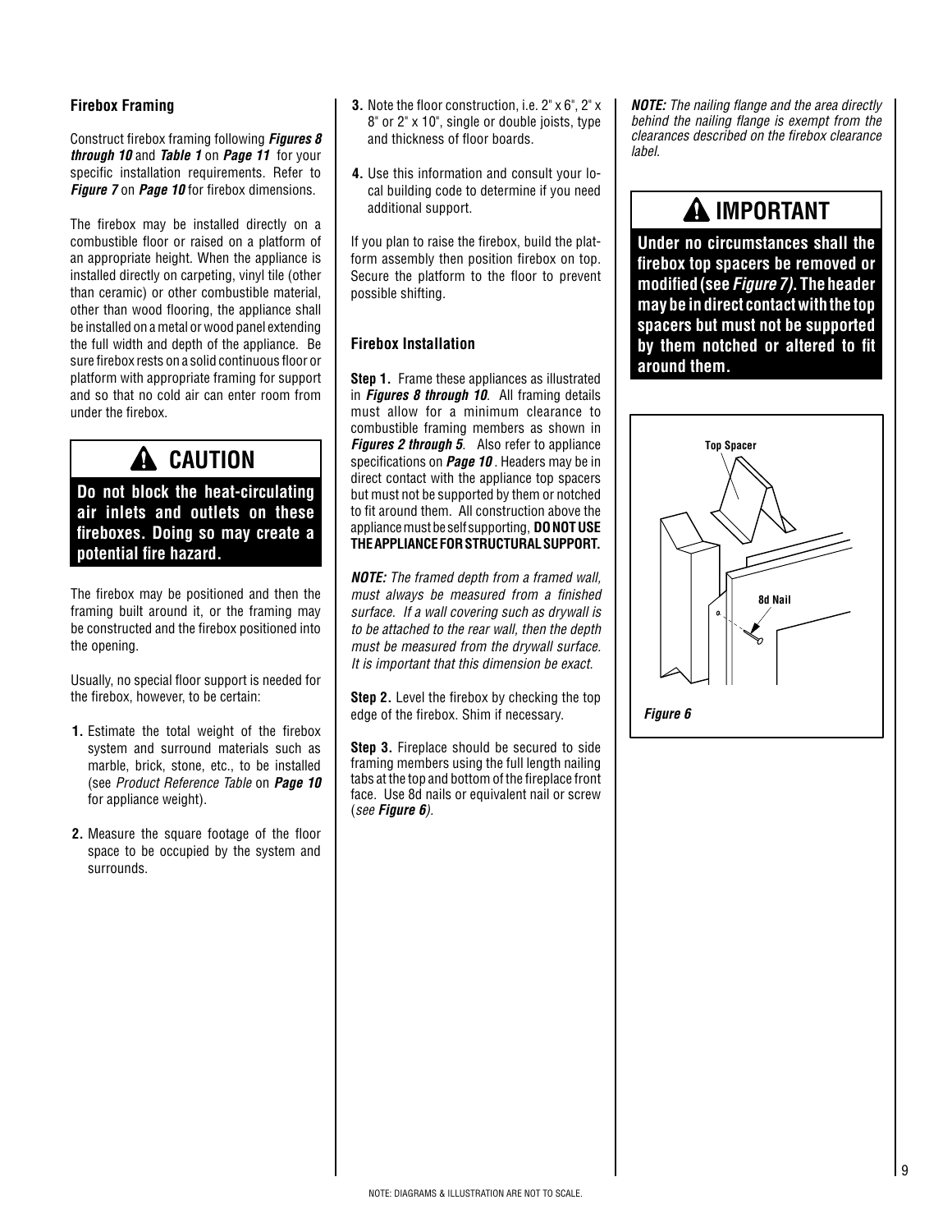### Firebox Framing

Construct firebox framing following ***Figures 8 through 10*** and ***Table 1*** on ***Page 11*** for your specific installation requirements. Refer to ***Figure 7*** on ***Page 10*** for firebox dimensions.

The firebox may be installed directly on a combustible floor or raised on a platform of an appropriate height. When the appliance is installed directly on carpeting, vinyl tile (other than ceramic) or other combustible material, other than wood flooring, the appliance shall be installed on a metal or wood panel extending the full width and depth of the appliance. Be sure firebox rests on a solid continuous floor or platform with appropriate framing for support and so that no cold air can enter room from under the firebox.

> **⚠ CAUTION**
>
> **Do not block the heat-circulating air inlets and outlets on these fireboxes. Doing so may create a potential fire hazard.**

The firebox may be positioned and then the framing built around it, or the framing may be constructed and the firebox positioned into the opening.

Usually, no special floor support is needed for the firebox, however, to be certain:

1. Estimate the total weight of the firebox system and surround materials such as marble, brick, stone, etc., to be installed (see *Product Reference Table* on ***Page 10*** for appliance weight).
2. Measure the square footage of the floor space to be occupied by the system and surrounds.
3. Note the floor construction, i.e. 2" x 6", 2" x 8" or 2" x 10", single or double joists, type and thickness of floor boards.
4. Use this information and consult your local building code to determine if you need additional support.

If you plan to raise the firebox, build the platform assembly then position firebox on top. Secure the platform to the floor to prevent possible shifting.

### Firebox Installation

**Step 1.** Frame these appliances as illustrated in ***Figures 8 through 10***. All framing details must allow for a minimum clearance to combustible framing members as shown in ***Figures 2 through 5***. Also refer to appliance specifications on ***Page 10***. Headers may be in direct contact with the appliance top spacers but must not be supported by them or notched to fit around them. All construction above the appliance must be self supporting, **DO NOT USE THE APPLIANCE FOR STRUCTURAL SUPPORT.**

***NOTE:*** *The framed depth from a framed wall, must always be measured from a finished surface. If a wall covering such as drywall is to be attached to the rear wall, then the depth must be measured from the drywall surface. It is important that this dimension be exact.*

**Step 2.** Level the firebox by checking the top edge of the firebox. Shim if necessary.

**Step 3.** Fireplace should be secured to side framing members using the full length nailing tabs at the top and bottom of the fireplace front face. Use 8d nails or equivalent nail or screw (*see **Figure 6***).

***NOTE:*** *The nailing flange and the area directly behind the nailing flange is exempt from the clearances described on the firebox clearance label.*

> **⚠ IMPORTANT**
>
> **Under no circumstances shall the firebox top spacers be removed or modified (see *Figure 7*). The header may be in direct contact with the top spacers but must not be supported by them notched or altered to fit around them.**

Top Spacer

8d Nail

***Figure 6***

NOTE: DIAGRAMS & ILLUSTRATION ARE NOT TO SCALE.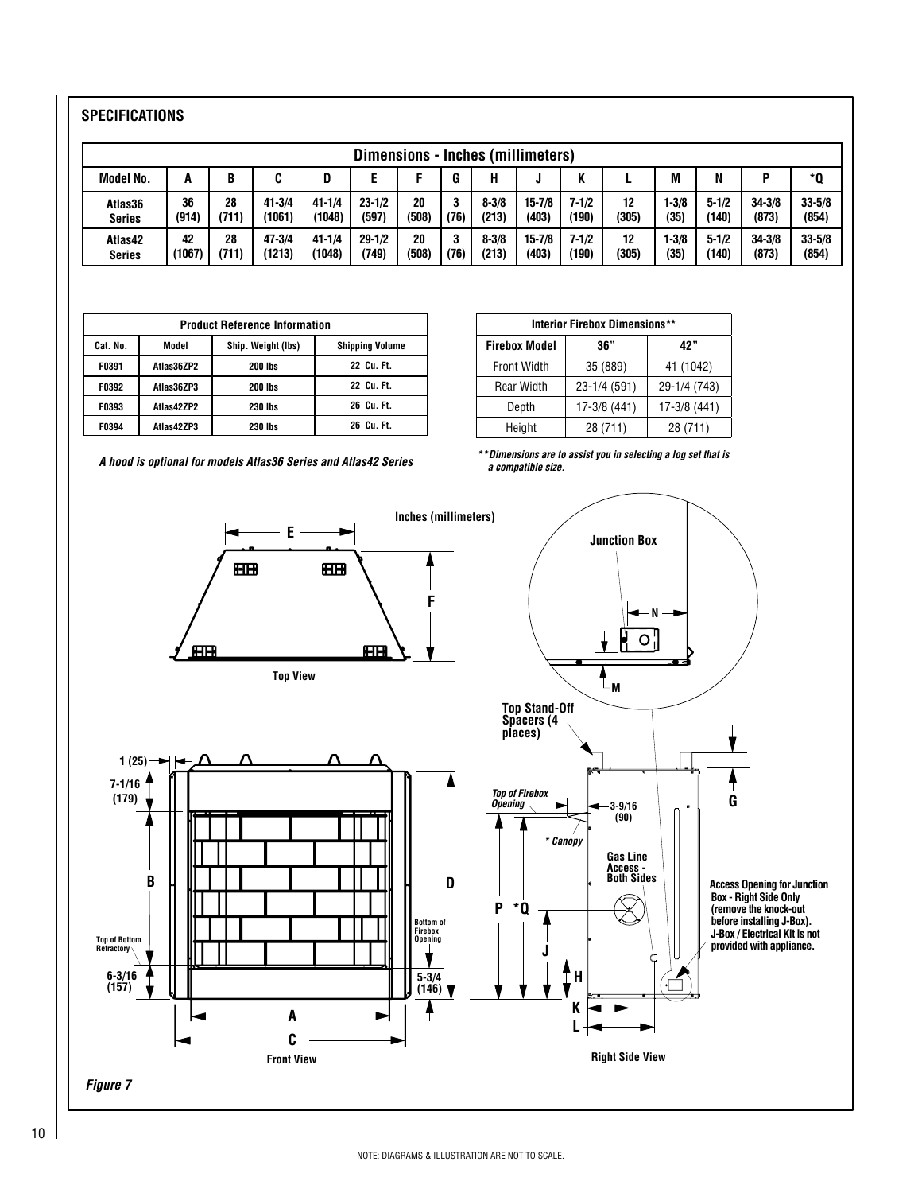## SPECIFICATIONS

| Dimensions - Inches (millimeters) | | | | | | | | | | | | | | | |
|---|---|---|---|---|---|---|---|---|---|---|---|---|---|---|---|
| Model No. | A | B | C | D | E | F | G | H | J | K | L | M | N | P | *Q |
| Atlas36 Series | 36 (914) | 28 (711) | 41-3/4 (1061) | 41-1/4 (1048) | 23-1/2 (597) | 20 (508) | 3 (76) | 8-3/8 (213) | 15-7/8 (403) | 7-1/2 (190) | 12 (305) | 1-3/8 (35) | 5-1/2 (140) | 34-3/8 (873) | 33-5/8 (854) |
| Atlas42 Series | 42 (1067) | 28 (711) | 47-3/4 (1213) | 41-1/4 (1048) | 29-1/2 (749) | 20 (508) | 3 (76) | 8-3/8 (213) | 15-7/8 (403) | 7-1/2 (190) | 12 (305) | 1-3/8 (35) | 5-1/2 (140) | 34-3/8 (873) | 33-5/8 (854) |

| Product Reference Information | | | |
|---|---|---|---|
| Cat. No. | Model | Ship. Weight (lbs) | Shipping Volume |
| F0391 | Atlas36ZP2 | 200 lbs | 22 Cu. Ft. |
| F0392 | Atlas36ZP3 | 200 lbs | 22 Cu. Ft. |
| F0393 | Atlas42ZP2 | 230 lbs | 26 Cu. Ft. |
| F0394 | Atlas42ZP3 | 230 lbs | 26 Cu. Ft. |

*A hood is optional for models Atlas36 Series and Atlas42 Series*

| Interior Firebox Dimensions** | | |
|---|---|---|
| Firebox Model | 36" | 42" |
| Front Width | 35 (889) | 41 (1042) |
| Rear Width | 23-1/4 (591) | 29-1/4 (743) |
| Depth | 17-3/8 (441) | 17-3/8 (441) |
| Height | 28 (711) | 28 (711) |

***Dimensions are to assist you in selecting a log set that is a compatible size.*

Inches (millimeters)

Top View

Junction Box

Top Stand-Off Spacers (4 places)

Top of Firebox Opening

3-9/16 (90)

* Canopy

Gas Line Access - Both Sides

Access Opening for Junction Box - Right Side Only (remove the knock-out before installing J-Box). J-Box / Electrical Kit is not provided with appliance.

1 (25)

7-1/16 (179)

Top of Bottom Refractory

6-3/16 (157)

Bottom of Firebox Opening

5-3/4 (146)

Front View

Right Side View

*Figure 7*

NOTE: DIAGRAMS & ILLUSTRATION ARE NOT TO SCALE.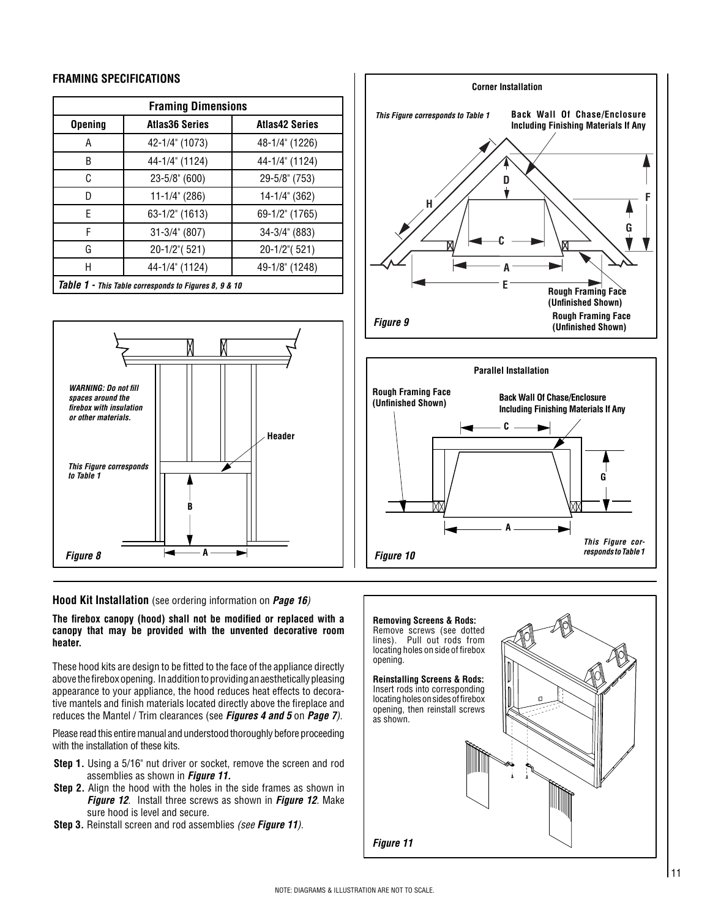## FRAMING SPECIFICATIONS

| Framing Dimensions | | |
|---|---|---|
| **Opening** | **Atlas36 Series** | **Atlas42 Series** |
| A | 42-1/4" (1073) | 48-1/4" (1226) |
| B | 44-1/4" (1124) | 44-1/4" (1124) |
| C | 23-5/8" (600) | 29-5/8" (753) |
| D | 11-1/4" (286) | 14-1/4" (362) |
| E | 63-1/2" (1613) | 69-1/2" (1765) |
| F | 31-3/4" (807) | 34-3/4" (883) |
| G | 20-1/2"( 521) | 20-1/2"( 521) |
| H | 44-1/4" (1124) | 49-1/8" (1248) |

***Table 1 - This Table corresponds to Figures 8, 9 & 10***

***WARNING: Do not fill spaces around the firebox with insulation or other materials.***

*This Figure corresponds to Table 1*

Header

B

A

***Figure 8***

**Corner Installation**

*This Figure corresponds to Table 1*

**Back Wall Of Chase/Enclosure Including Finishing Materials If Any**

D, H, F, G, C, A, E

**Rough Framing Face (Unfinished Shown)**

**Rough Framing Face (Unfinished Shown)**

***Figure 9***

**Parallel Installation**

**Rough Framing Face (Unfinished Shown)**

**Back Wall Of Chase/Enclosure Including Finishing Materials If Any**

C, G, A

*This Figure corresponds to Table 1*

***Figure 10***

### Hood Kit Installation (see ordering information on *Page 16*)

**The firebox canopy (hood) shall not be modified or replaced with a canopy that may be provided with the unvented decorative room heater.**

These hood kits are design to be fitted to the face of the appliance directly above the firebox opening. In addition to providing an aesthetically pleasing appearance to your appliance, the hood reduces heat effects to decorative mantels and finish materials located directly above the fireplace and reduces the Mantel / Trim clearances (see ***Figures 4 and 5*** on ***Page 7***).

Please read this entire manual and understood thoroughly before proceeding with the installation of these kits.

**Step 1.** Using a 5/16" nut driver or socket, remove the screen and rod assemblies as shown in ***Figure 11.***

**Step 2.** Align the hood with the holes in the side frames as shown in ***Figure 12***. Install three screws as shown in ***Figure 12***. Make sure hood is level and secure.

**Step 3.** Reinstall screen and rod assemblies *(see **Figure 11**)*.

**Removing Screens & Rods:**
Remove screws (see dotted lines). Pull out rods from locating holes on side of firebox opening.

**Reinstalling Screens & Rods:**
Insert rods into corresponding locating holes on sides of firebox opening, then reinstall screws as shown.

***Figure 11***

NOTE: DIAGRAMS & ILLUSTRATION ARE NOT TO SCALE.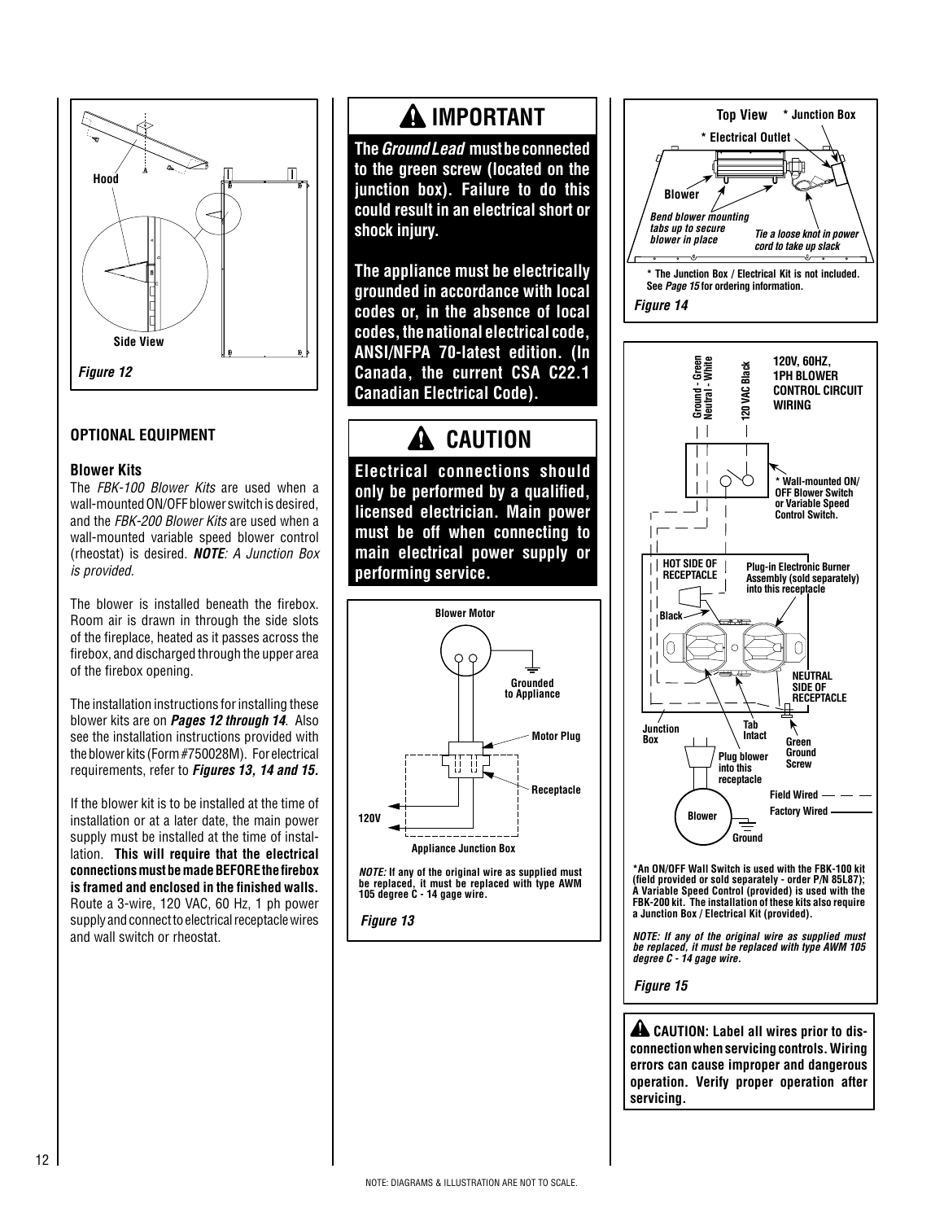Hood

Side View

*Figure 12*

## OPTIONAL EQUIPMENT

### Blower Kits

The *FBK-100 Blower Kits* are used when a wall-mounted ON/OFF blower switch is desired, and the *FBK-200 Blower Kits* are used when a wall-mounted variable speed blower control (rheostat) is desired. ***NOTE**: A Junction Box is provided.*

The blower is installed beneath the firebox. Room air is drawn in through the side slots of the fireplace, heated as it passes across the firebox, and discharged through the upper area of the firebox opening.

The installation instructions for installing these blower kits are on ***Pages 12 through 14***. Also see the installation instructions provided with the blower kits (Form #750028M). For electrical requirements, refer to ***Figures 13, 14 and 15.***

If the blower kit is to be installed at the time of installation or at a later date, the main power supply must be installed at the time of installation. **This will require that the electrical connections must be made BEFORE the firebox is framed and enclosed in the finished walls.** Route a 3-wire, 120 VAC, 60 Hz, 1 ph power supply and connect to electrical receptacle wires and wall switch or rheostat.

## IMPORTANT

**The *Ground Lead* must be connected to the green screw (located on the junction box). Failure to do this could result in an electrical short or shock injury.**

**The appliance must be electrically grounded in accordance with local codes or, in the absence of local codes, the national electrical code, ANSI/NFPA 70-latest edition. (In Canada, the current CSA C22.1 Canadian Electrical Code).**

## CAUTION

**Electrical connections should only be performed by a qualified, licensed electrician. Main power must be off when connecting to main electrical power supply or performing service.**

Blower Motor

Grounded to Appliance

Motor Plug

Receptacle

120V

Appliance Junction Box

***NOTE:*** **If any of the original wire as supplied must be replaced, it must be replaced with type AWM 105 degree C - 14 gage wire.**

*Figure 13*

Top View

\* Junction Box

\* Electrical Outlet

Blower

*Bend blower mounting tabs up to secure blower in place*

*Tie a loose knot in power cord to take up slack*

**\* The Junction Box / Electrical Kit is not included. See *Page 15* for ordering information.**

*Figure 14*

**120V, 60HZ, 1PH BLOWER CONTROL CIRCUIT WIRING**

Ground - Green

Neutral - White

120 VAC Black

\* Wall-mounted ON/OFF Blower Switch or Variable Speed Control Switch.

HOT SIDE OF RECEPTACLE

Plug-in Electronic Burner Assembly (sold separately) into this receptacle

Black

NEUTRAL SIDE OF RECEPTACLE

Junction Box

Tab Intact

Green Ground Screw

Plug blower into this receptacle

Field Wired

Factory Wired

Blower

Ground

**\*An ON/OFF Wall Switch is used with the FBK-100 kit (field provided or sold separately - order P/N 85L87); A Variable Speed Control (provided) is used with the FBK-200 kit. The installation of these kits also require a Junction Box / Electrical Kit (provided).**

***NOTE: If any of the original wire as supplied must be replaced, it must be replaced with type AWM 105 degree C - 14 gage wire.***

*Figure 15*

**CAUTION: Label all wires prior to disconnection when servicing controls. Wiring errors can cause improper and dangerous operation. Verify proper operation after servicing.**

NOTE: DIAGRAMS & ILLUSTRATION ARE NOT TO SCALE.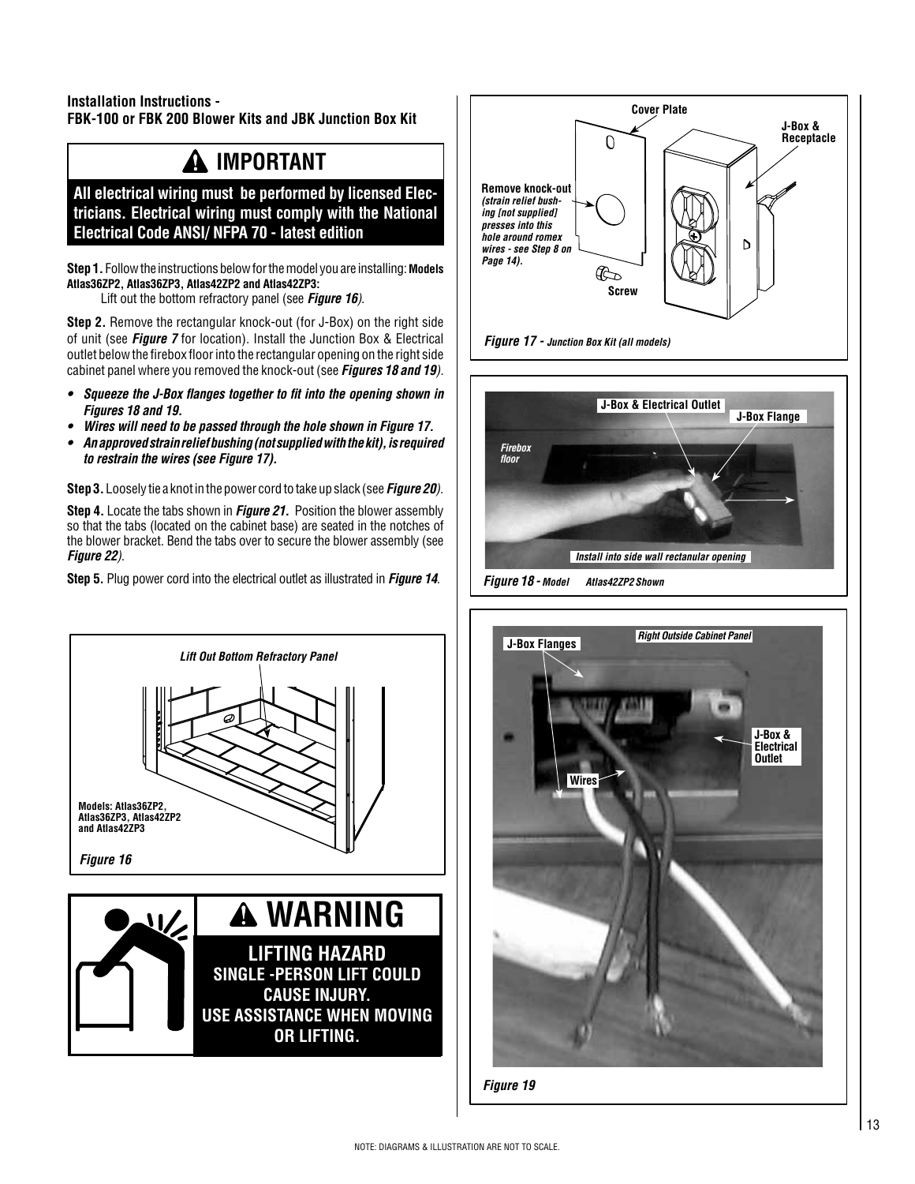**Installation Instructions - FBK-100 or FBK 200 Blower Kits and JBK Junction Box Kit**

## ⚠ IMPORTANT

**All electrical wiring must be performed by licensed Electricians. Electrical wiring must comply with the National Electrical Code ANSI/ NFPA 70 - latest edition**

**Step 1.** Follow the instructions below for the model you are installing: **Models Atlas36ZP2, Atlas36ZP3, Atlas42ZP2 and Atlas42ZP3:**

Lift out the bottom refractory panel (see ***Figure 16***).

**Step 2.** Remove the rectangular knock-out (for J-Box) on the right side of unit (see ***Figure 7*** for location). Install the Junction Box & Electrical outlet below the firebox floor into the rectangular opening on the right side cabinet panel where you removed the knock-out (see ***Figures 18 and 19***).

- ***Squeeze the J-Box flanges together to fit into the opening shown in Figures 18 and 19.***
- ***Wires will need to be passed through the hole shown in Figure 17.***
- ***An approved strain relief bushing (not supplied with the kit), is required to restrain the wires (see Figure 17).***

**Step 3.** Loosely tie a knot in the power cord to take up slack (see ***Figure 20***).

**Step 4.** Locate the tabs shown in ***Figure 21.*** Position the blower assembly so that the tabs (located on the cabinet base) are seated in the notches of the blower bracket. Bend the tabs over to secure the blower assembly (see ***Figure 22***).

**Step 5.** Plug power cord into the electrical outlet as illustrated in ***Figure 14***.

*Lift Out Bottom Refractory Panel*

**Models: Atlas36ZP2, Atlas36ZP3, Atlas42ZP2 and Atlas42ZP3**

***Figure 16***

## ⚠ WARNING

**LIFTING HAZARD**
**SINGLE -PERSON LIFT COULD CAUSE INJURY.**
**USE ASSISTANCE WHEN MOVING OR LIFTING.**

**Cover Plate**

**J-Box & Receptacle**

**Remove knock-out** ***(strain relief bushing [not supplied] presses into this hole around romex wires - see Step 8 on Page 14).***

**Screw**

***Figure 17 - Junction Box Kit (all models)***

**J-Box & Electrical Outlet**

**J-Box Flange**

***Firebox floor***

***Install into side wall rectanular opening***

***Figure 18 - Model Atlas42ZP2 Shown***

**J-Box Flanges**

***Right Outside Cabinet Panel***

**J-Box & Electrical Outlet**

**Wires**

***Figure 19***

NOTE: DIAGRAMS & ILLUSTRATION ARE NOT TO SCALE.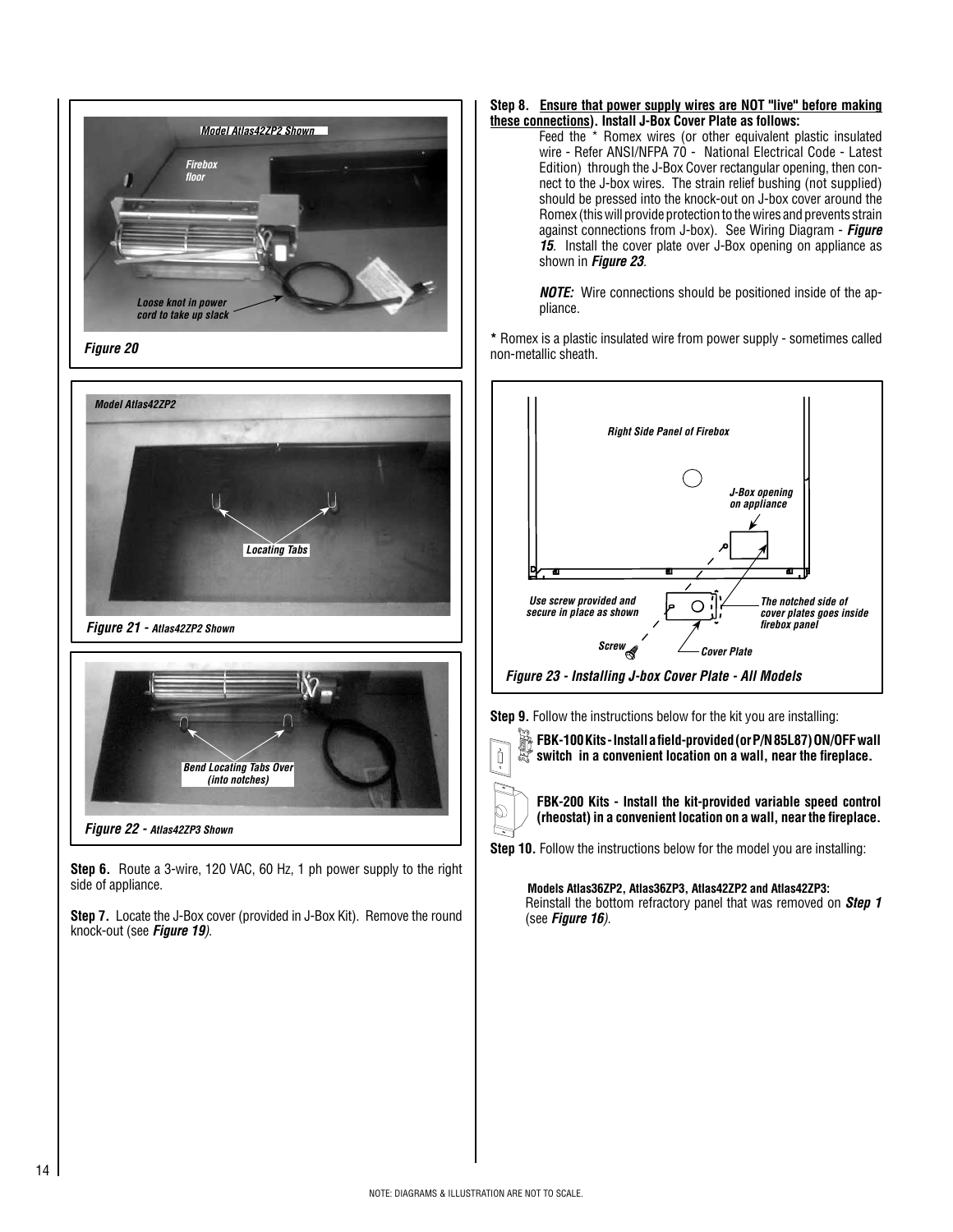*Figure 20*

*Figure 21 - Atlas42ZP2 Shown*

*Figure 22 - Atlas42ZP3 Shown*

**Step 6.** Route a 3-wire, 120 VAC, 60 Hz, 1 ph power supply to the right side of appliance.

**Step 7.** Locate the J-Box cover (provided in J-Box Kit). Remove the round knock-out (see ***Figure 19***).

**Step 8. Ensure that power supply wires are NOT "live" before making these connections). Install J-Box Cover Plate as follows:**

Feed the * Romex wires (or other equivalent plastic insulated wire - Refer ANSI/NFPA 70 - National Electrical Code - Latest Edition) through the J-Box Cover rectangular opening, then connect to the J-box wires. The strain relief bushing (not supplied) should be pressed into the knock-out on J-box cover around the Romex (this will provide protection to the wires and prevents strain against connections from J-box). See Wiring Diagram - ***Figure 15***. Install the cover plate over J-Box opening on appliance as shown in ***Figure 23***.

***NOTE:*** Wire connections should be positioned inside of the appliance.

**\*** Romex is a plastic insulated wire from power supply - sometimes called non-metallic sheath.

*Figure 23 - Installing J-box Cover Plate - All Models*

**Step 9.** Follow the instructions below for the kit you are installing:

**FBK-100 Kits - Install a field-provided (or P/N 85L87) ON/OFF wall switch in a convenient location on a wall, near the fireplace.**

**FBK-200 Kits - Install the kit-provided variable speed control (rheostat) in a convenient location on a wall, near the fireplace.**

**Step 10.** Follow the instructions below for the model you are installing:

**Models Atlas36ZP2, Atlas36ZP3, Atlas42ZP2 and Atlas42ZP3:**
Reinstall the bottom refractory panel that was removed on ***Step 1*** (see ***Figure 16***).

NOTE: DIAGRAMS & ILLUSTRATION ARE NOT TO SCALE.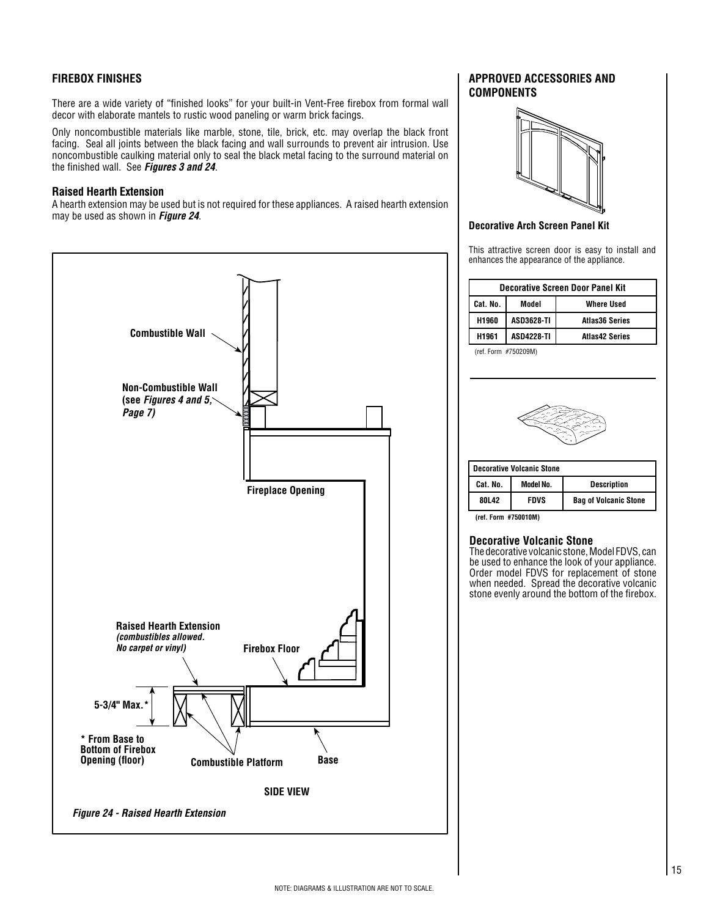## FIREBOX FINISHES

There are a wide variety of "finished looks" for your built-in Vent-Free firebox from formal wall decor with elaborate mantels to rustic wood paneling or warm brick facings.

Only noncombustible materials like marble, stone, tile, brick, etc. may overlap the black front facing. Seal all joints between the black facing and wall surrounds to prevent air intrusion. Use noncombustible caulking material only to seal the black metal facing to the surround material on the finished wall. See ***Figures 3 and 24***.

### Raised Hearth Extension

A hearth extension may be used but is not required for these appliances. A raised hearth extension may be used as shown in ***Figure 24***.

Combustible Wall

Non-Combustible Wall (see *Figures 4 and 5, Page 7)*

Fireplace Opening

Raised Hearth Extension *(combustibles allowed. No carpet or vinyl)*

Firebox Floor

5-3/4" Max.*

* From Base to Bottom of Firebox Opening (floor)

Combustible Platform

Base

SIDE VIEW

***Figure 24 - Raised Hearth Extension***

## APPROVED ACCESSORIES AND COMPONENTS

**Decorative Arch Screen Panel Kit**

This attractive screen door is easy to install and enhances the appearance of the appliance.

| Decorative Screen Door Panel Kit | | |
|---|---|---|
| Cat. No. | Model | Where Used |
| H1960 | ASD3628-TI | Atlas36 Series |
| H1961 | ASD4228-TI | Atlas42 Series |

(ref. Form #750209M)

| Decorative Volcanic Stone | | |
|---|---|---|
| Cat. No. | Model No. | Description |
| 80L42 | FDVS | Bag of Volcanic Stone |

(ref. Form #750010M)

### Decorative Volcanic Stone

The decorative volcanic stone, Model FDVS, can be used to enhance the look of your appliance. Order model FDVS for replacement of stone when needed. Spread the decorative volcanic stone evenly around the bottom of the firebox.

NOTE: DIAGRAMS & ILLUSTRATION ARE NOT TO SCALE.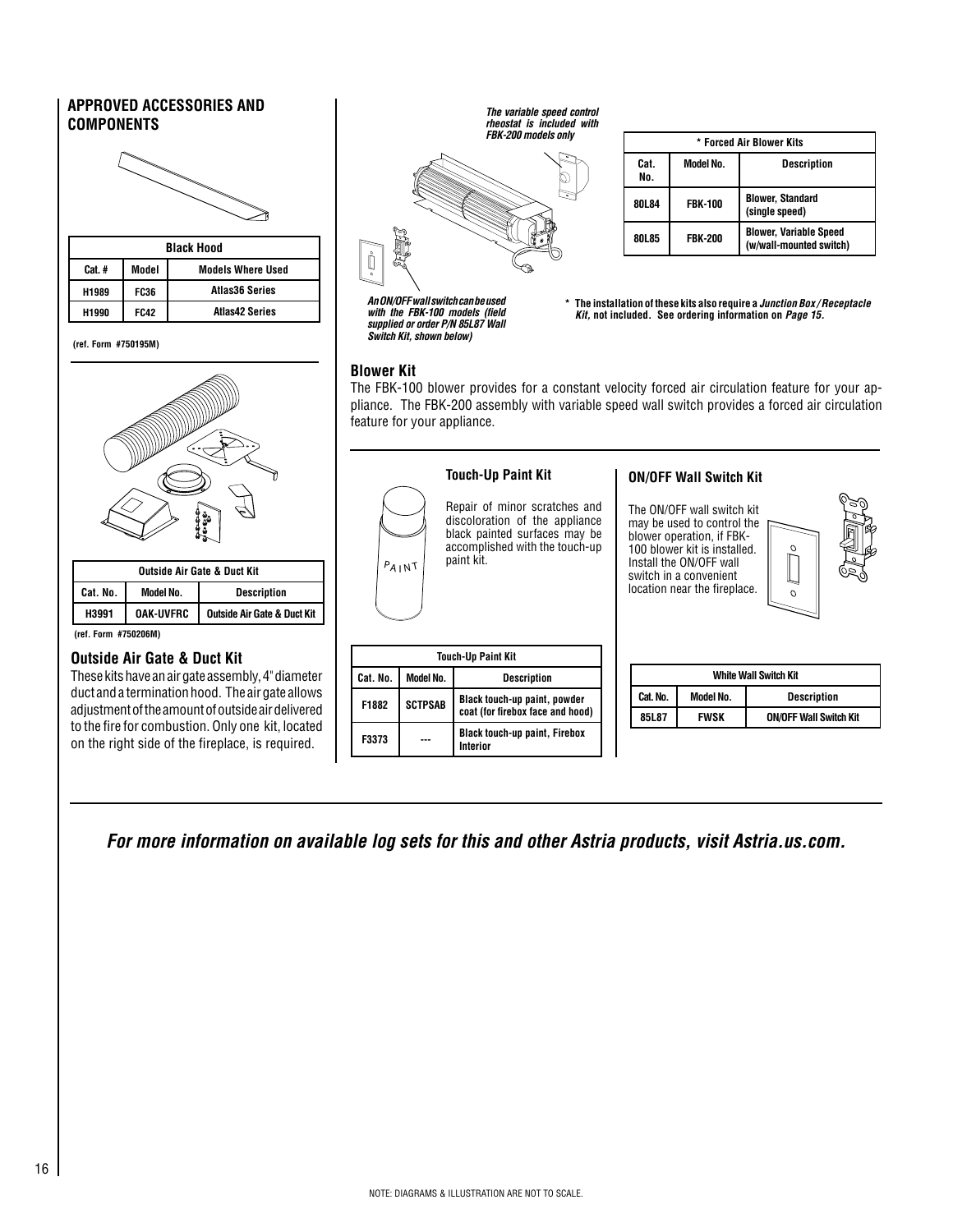## APPROVED ACCESSORIES AND COMPONENTS

| Black Hood | | |
|---|---|---|
| Cat. # | Model | Models Where Used |
| H1989 | FC36 | Atlas36 Series |
| H1990 | FC42 | Atlas42 Series |

(ref. Form #750195M)

| Outside Air Gate & Duct Kit | | |
|---|---|---|
| Cat. No. | Model No. | Description |
| H3991 | OAK-UVFRC | Outside Air Gate & Duct Kit |

(ref. Form #750206M)

### Outside Air Gate & Duct Kit

These kits have an air gate assembly, 4" diameter duct and a termination hood. The air gate allows adjustment of the amount of outside air delivered to the fire for combustion. Only one kit, located on the right side of the fireplace, is required.

*The variable speed control rheostat is included with FBK-200 models only*

*An ON/OFF wall switch can be used with the FBK-100 models (field supplied or order P/N 85L87 Wall Switch Kit, shown below)*

| * Forced Air Blower Kits | | |
|---|---|---|
| Cat. No. | Model No. | Description |
| 80L84 | FBK-100 | Blower, Standard (single speed) |
| 80L85 | FBK-200 | Blower, Variable Speed (w/wall-mounted switch) |

* The installation of these kits also require a *Junction Box / Receptacle Kit*, not included. See ordering information on *Page 15*.

### Blower Kit

The FBK-100 blower provides for a constant velocity forced air circulation feature for your appliance. The FBK-200 assembly with variable speed wall switch provides a forced air circulation feature for your appliance.

### Touch-Up Paint Kit

Repair of minor scratches and discoloration of the appliance black painted surfaces may be accomplished with the touch-up paint kit.

| Touch-Up Paint Kit | | |
|---|---|---|
| Cat. No. | Model No. | Description |
| F1882 | SCTPSAB | Black touch-up paint, powder coat (for firebox face and hood) |
| F3373 | --- | Black touch-up paint, Firebox Interior |

### ON/OFF Wall Switch Kit

The ON/OFF wall switch kit may be used to control the blower operation, if FBK-100 blower kit is installed. Install the ON/OFF wall switch in a convenient location near the fireplace.

| White Wall Switch Kit | | |
|---|---|---|
| Cat. No. | Model No. | Description |
| 85L87 | FWSK | ON/OFF Wall Switch Kit |

***For more information on available log sets for this and other Astria products, visit Astria.us.com.***

NOTE: DIAGRAMS & ILLUSTRATION ARE NOT TO SCALE.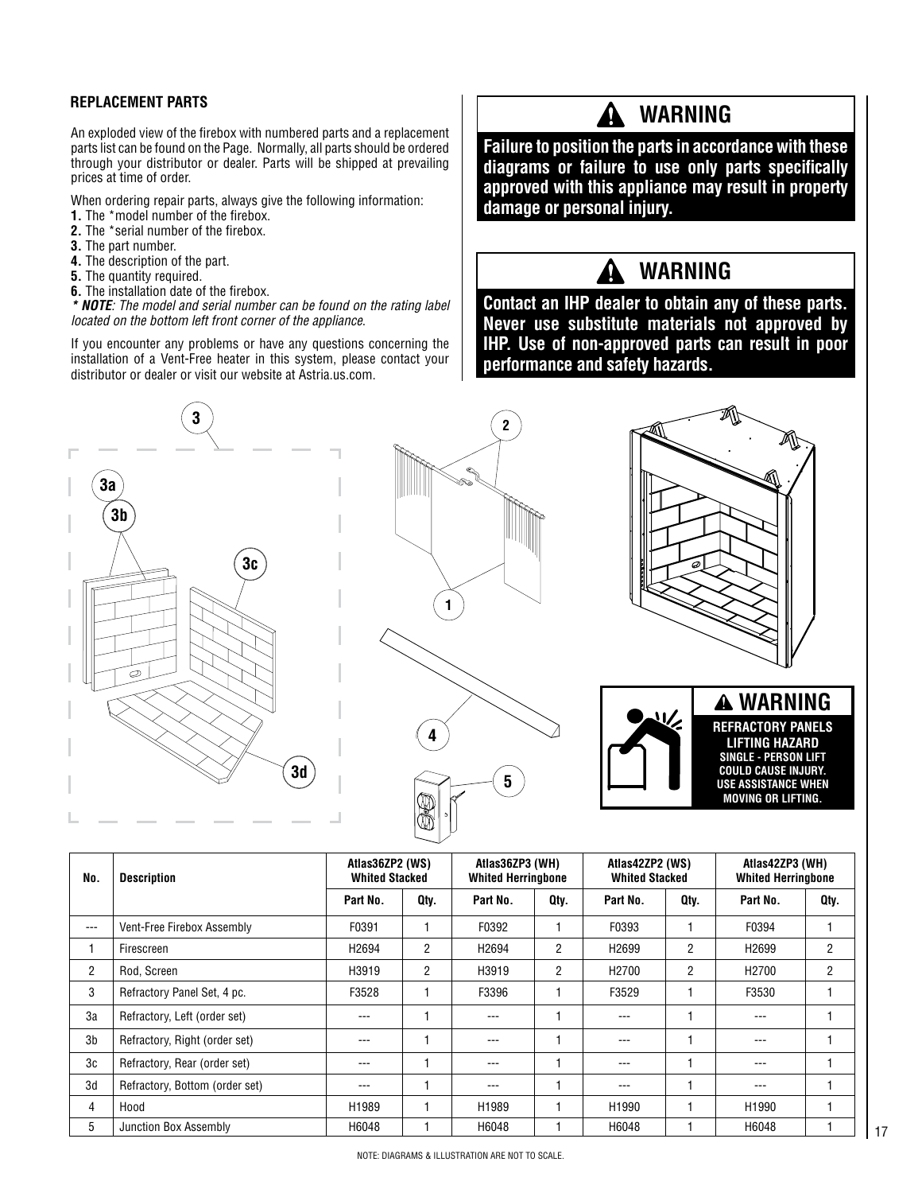## REPLACEMENT PARTS

An exploded view of the firebox with numbered parts and a replacement parts list can be found on the Page. Normally, all parts should be ordered through your distributor or dealer. Parts will be shipped at prevailing prices at time of order.

When ordering repair parts, always give the following information:

1. The *model number of the firebox.
2. The *serial number of the firebox.
3. The part number.
4. The description of the part.
5. The quantity required.
6. The installation date of the firebox.

*** NOTE**: The model and serial number can be found on the rating label located on the bottom left front corner of the appliance.*

If you encounter any problems or have any questions concerning the installation of a Vent-Free heater in this system, please contact your distributor or dealer or visit our website at Astria.us.com.

## ⚠ WARNING

**Failure to position the parts in accordance with these diagrams or failure to use only parts specifically approved with this appliance may result in property damage or personal injury.**

## ⚠ WARNING

**Contact an IHP dealer to obtain any of these parts. Never use substitute materials not approved by IHP. Use of non-approved parts can result in poor performance and safety hazards.**

3, 3a, 3b, 3c, 3d, 2, 1, 4, 5

## ⚠ WARNING

**REFRACTORY PANELS LIFTING HAZARD**
**SINGLE - PERSON LIFT COULD CAUSE INJURY. USE ASSISTANCE WHEN MOVING OR LIFTING.**

| No. | Description | Atlas36ZP2 (WS) Whited Stacked | | Atlas36ZP3 (WH) Whited Herringbone | | Atlas42ZP2 (WS) Whited Stacked | | Atlas42ZP3 (WH) Whited Herringbone | |
|---|---|---|---|---|---|---|---|---|---|
| | | Part No. | Qty. | Part No. | Qty. | Part No. | Qty. | Part No. | Qty. |
| --- | Vent-Free Firebox Assembly | F0391 | 1 | F0392 | 1 | F0393 | 1 | F0394 | 1 |
| 1 | Firescreen | H2694 | 2 | H2694 | 2 | H2699 | 2 | H2699 | 2 |
| 2 | Rod, Screen | H3919 | 2 | H3919 | 2 | H2700 | 2 | H2700 | 2 |
| 3 | Refractory Panel Set, 4 pc. | F3528 | 1 | F3396 | 1 | F3529 | 1 | F3530 | 1 |
| 3a | Refractory, Left (order set) | --- | 1 | --- | 1 | --- | 1 | --- | 1 |
| 3b | Refractory, Right (order set) | --- | 1 | --- | 1 | --- | 1 | --- | 1 |
| 3c | Refractory, Rear (order set) | --- | 1 | --- | 1 | --- | 1 | --- | 1 |
| 3d | Refractory, Bottom (order set) | --- | 1 | --- | 1 | --- | 1 | --- | 1 |
| 4 | Hood | H1989 | 1 | H1989 | 1 | H1990 | 1 | H1990 | 1 |
| 5 | Junction Box Assembly | H6048 | 1 | H6048 | 1 | H6048 | 1 | H6048 | 1 |

NOTE: DIAGRAMS & ILLUSTRATION ARE NOT TO SCALE.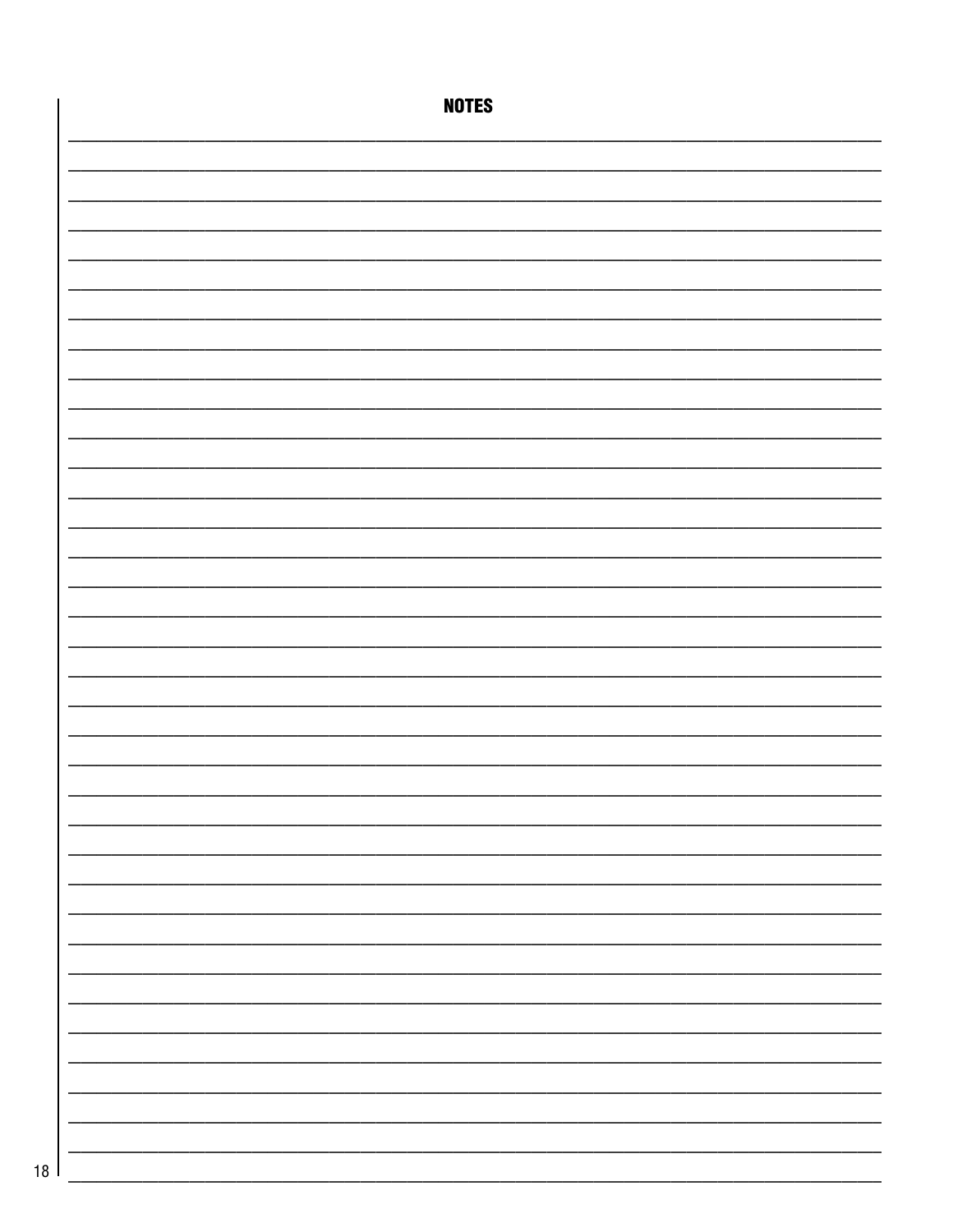## NOTES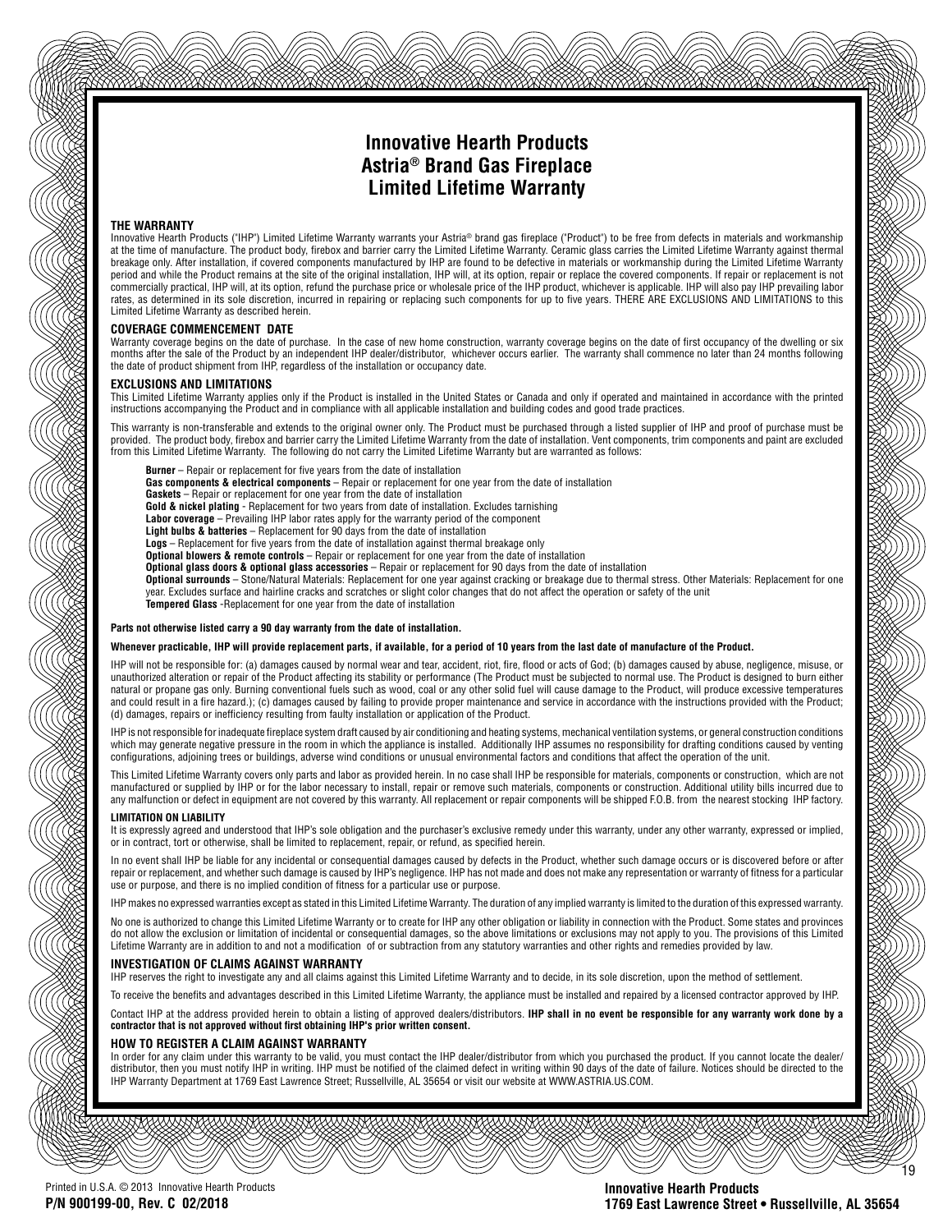# Innovative Hearth Products
# Astria® Brand Gas Fireplace
# Limited Lifetime Warranty

### THE WARRANTY

Innovative Hearth Products ("IHP") Limited Lifetime Warranty warrants your Astria® brand gas fireplace ("Product") to be free from defects in materials and workmanship at the time of manufacture. The product body, firebox and barrier carry the Limited Lifetime Warranty. Ceramic glass carries the Limited Lifetime Warranty against thermal breakage only. After installation, if covered components manufactured by IHP are found to be defective in materials or workmanship during the Limited Lifetime Warranty period and while the Product remains at the site of the original installation, IHP will, at its option, repair or replace the covered components. If repair or replacement is not commercially practical, IHP will, at its option, refund the purchase price or wholesale price of the IHP product, whichever is applicable. IHP will also pay IHP prevailing labor rates, as determined in its sole discretion, incurred in repairing or replacing such components for up to five years. THERE ARE EXCLUSIONS AND LIMITATIONS to this Limited Lifetime Warranty as described herein.

### COVERAGE COMMENCEMENT DATE

Warranty coverage begins on the date of purchase. In the case of new home construction, warranty coverage begins on the date of first occupancy of the dwelling or six months after the sale of the Product by an independent IHP dealer/distributor, whichever occurs earlier. The warranty shall commence no later than 24 months following the date of product shipment from IHP, regardless of the installation or occupancy date.

### EXCLUSIONS AND LIMITATIONS

This Limited Lifetime Warranty applies only if the Product is installed in the United States or Canada and only if operated and maintained in accordance with the printed instructions accompanying the Product and in compliance with all applicable installation and building codes and good trade practices.

This warranty is non-transferable and extends to the original owner only. The Product must be purchased through a listed supplier of IHP and proof of purchase must be provided. The product body, firebox and barrier carry the Limited Lifetime Warranty from the date of installation. Vent components, trim components and paint are excluded from this Limited Lifetime Warranty. The following do not carry the Limited Lifetime Warranty but are warranted as follows:

**Burner** – Repair or replacement for five years from the date of installation
**Gas components & electrical components** – Repair or replacement for one year from the date of installation
**Gaskets** – Repair or replacement for one year from the date of installation
**Gold & nickel plating** - Replacement for two years from date of installation. Excludes tarnishing
**Labor coverage** – Prevailing IHP labor rates apply for the warranty period of the component
**Light bulbs & batteries** – Replacement for 90 days from the date of installation
**Logs** – Replacement for five years from the date of installation against thermal breakage only
**Optional blowers & remote controls** – Repair or replacement for one year from the date of installation
**Optional glass doors & optional glass accessories** – Repair or replacement for 90 days from the date of installation
**Optional surrounds** – Stone/Natural Materials: Replacement for one year against cracking or breakage due to thermal stress. Other Materials: Replacement for one year. Excludes surface and hairline cracks and scratches or slight color changes that do not affect the operation or safety of the unit
**Tempered Glass** -Replacement for one year from the date of installation

**Parts not otherwise listed carry a 90 day warranty from the date of installation.**

**Whenever practicable, IHP will provide replacement parts, if available, for a period of 10 years from the last date of manufacture of the Product.**

IHP will not be responsible for: (a) damages caused by normal wear and tear, accident, riot, fire, flood or acts of God; (b) damages caused by abuse, negligence, misuse, or unauthorized alteration or repair of the Product affecting its stability or performance (The Product must be subjected to normal use. The Product is designed to burn either natural or propane gas only. Burning conventional fuels such as wood, coal or any other solid fuel will cause damage to the Product, will produce excessive temperatures and could result in a fire hazard.); (c) damages caused by failing to provide proper maintenance and service in accordance with the instructions provided with the Product; (d) damages, repairs or inefficiency resulting from faulty installation or application of the Product.

IHP is not responsible for inadequate fireplace system draft caused by air conditioning and heating systems, mechanical ventilation systems, or general construction conditions which may generate negative pressure in the room in which the appliance is installed. Additionally IHP assumes no responsibility for drafting conditions caused by venting configurations, adjoining trees or buildings, adverse wind conditions or unusual environmental factors and conditions that affect the operation of the unit.

This Limited Lifetime Warranty covers only parts and labor as provided herein. In no case shall IHP be responsible for materials, components or construction, which are not manufactured or supplied by IHP or for the labor necessary to install, repair or remove such materials, components or construction. Additional utility bills incurred due to any malfunction or defect in equipment are not covered by this warranty. All replacement or repair components will be shipped F.O.B. from the nearest stocking IHP factory.

### LIMITATION ON LIABILITY

It is expressly agreed and understood that IHP's sole obligation and the purchaser's exclusive remedy under this warranty, under any other warranty, expressed or implied, or in contract, tort or otherwise, shall be limited to replacement, repair, or refund, as specified herein.

In no event shall IHP be liable for any incidental or consequential damages caused by defects in the Product, whether such damage occurs or is discovered before or after repair or replacement, and whether such damage is caused by IHP's negligence. IHP has not made and does not make any representation or warranty of fitness for a particular use or purpose, and there is no implied condition of fitness for a particular use or purpose.

IHP makes no expressed warranties except as stated in this Limited Lifetime Warranty. The duration of any implied warranty is limited to the duration of this expressed warranty.

No one is authorized to change this Limited Lifetime Warranty or to create for IHP any other obligation or liability in connection with the Product. Some states and provinces do not allow the exclusion or limitation of incidental or consequential damages, so the above limitations or exclusions may not apply to you. The provisions of this Limited Lifetime Warranty are in addition to and not a modification of or subtraction from any statutory warranties and other rights and remedies provided by law.

### INVESTIGATION OF CLAIMS AGAINST WARRANTY

IHP reserves the right to investigate any and all claims against this Limited Lifetime Warranty and to decide, in its sole discretion, upon the method of settlement.

To receive the benefits and advantages described in this Limited Lifetime Warranty, the appliance must be installed and repaired by a licensed contractor approved by IHP.

Contact IHP at the address provided herein to obtain a listing of approved dealers/distributors. **IHP shall in no event be responsible for any warranty work done by a contractor that is not approved without first obtaining IHP's prior written consent.**

### HOW TO REGISTER A CLAIM AGAINST WARRANTY

In order for any claim under this warranty to be valid, you must contact the IHP dealer/distributor from which you purchased the product. If you cannot locate the dealer/distributor, then you must notify IHP in writing. IHP must be notified of the claimed defect in writing within 90 days of the date of failure. Notices should be directed to the IHP Warranty Department at 1769 East Lawrence Street; Russellville, AL 35654 or visit our website at WWW.ASTRIA.US.COM.

Printed in U.S.A. © 2013 Innovative Hearth Products
**P/N 900199-00, Rev. C 02/2018**

**Innovative Hearth Products**
**1769 East Lawrence Street • Russellville, AL 35654**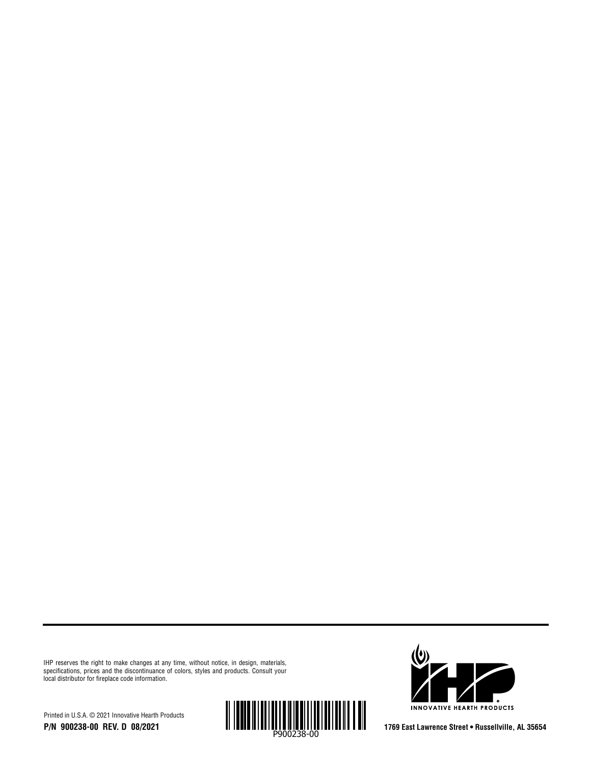IHP reserves the right to make changes at any time, without notice, in design, materials, specifications, prices and the discontinuance of colors, styles and products. Consult your local distributor for fireplace code information.

Printed in U.S.A. © 2021 Innovative Hearth Products

**P/N 900238-00 REV. D 08/2021**

P900238-00

INNOVATIVE HEARTH PRODUCTS

**1769 East Lawrence Street • Russellville, AL 35654**